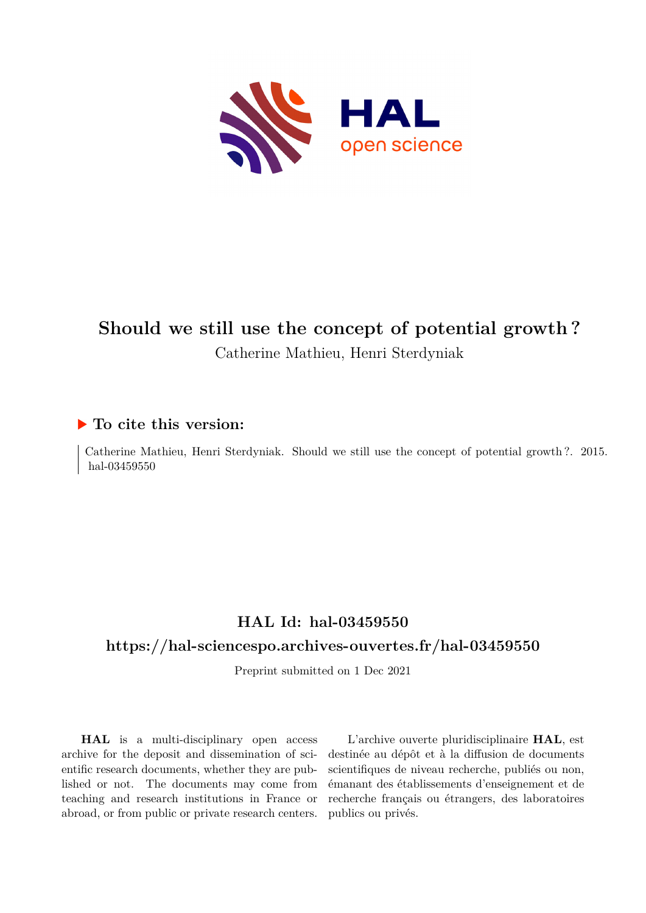# Should we still use the concept of potential growth ?

Catherine Mathieu, Henri Sterdyniak

## ▶ To cite this version:

Catherine Mathieu, Henri Sterdyniak. Should we still use the concept of potential growth ?. 2015. hal-03459550

## HAL Id: hal-03459550

## https://hal-sciencespo.archives-ouvertes.fr/hal-03459550

Preprint submitted on 1 Dec 2021

**HAL** is a multi-disciplinary open access archive for the deposit and dissemination of scientific research documents, whether they are published or not. The documents may come from teaching and research institutions in France or abroad, or from public or private research centers.

L'archive ouverte pluridisciplinaire **HAL**, est destinée au dépôt et à la diffusion de documents scientifiques de niveau recherche, publiés ou non, émanant des établissements d'enseignement et de recherche français ou étrangers, des laboratoires publics ou privés.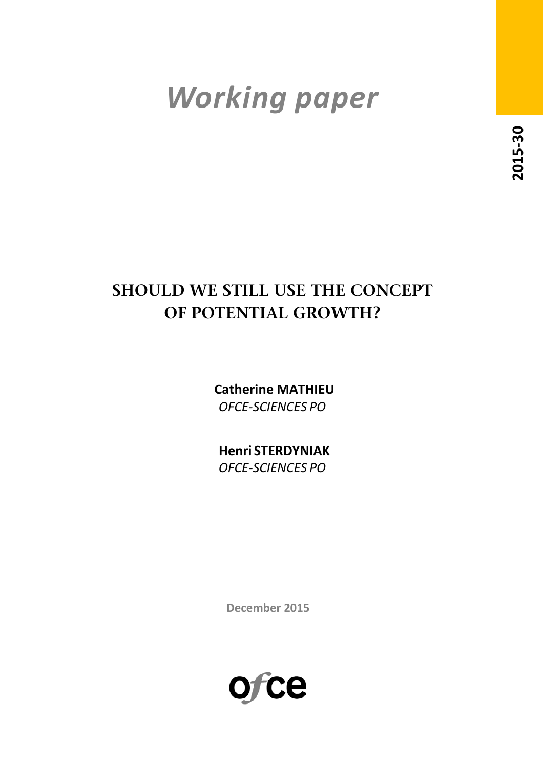# Working paper

2015-30

## SHOULD WE STILL USE THE CONCEPT OF POTENTIAL GROWTH?

**Catherine MATHIEU**
*OFCE-SCIENCES PO*

**Henri STERDYNIAK**
*OFCE-SCIENCES PO*

December 2015

ofce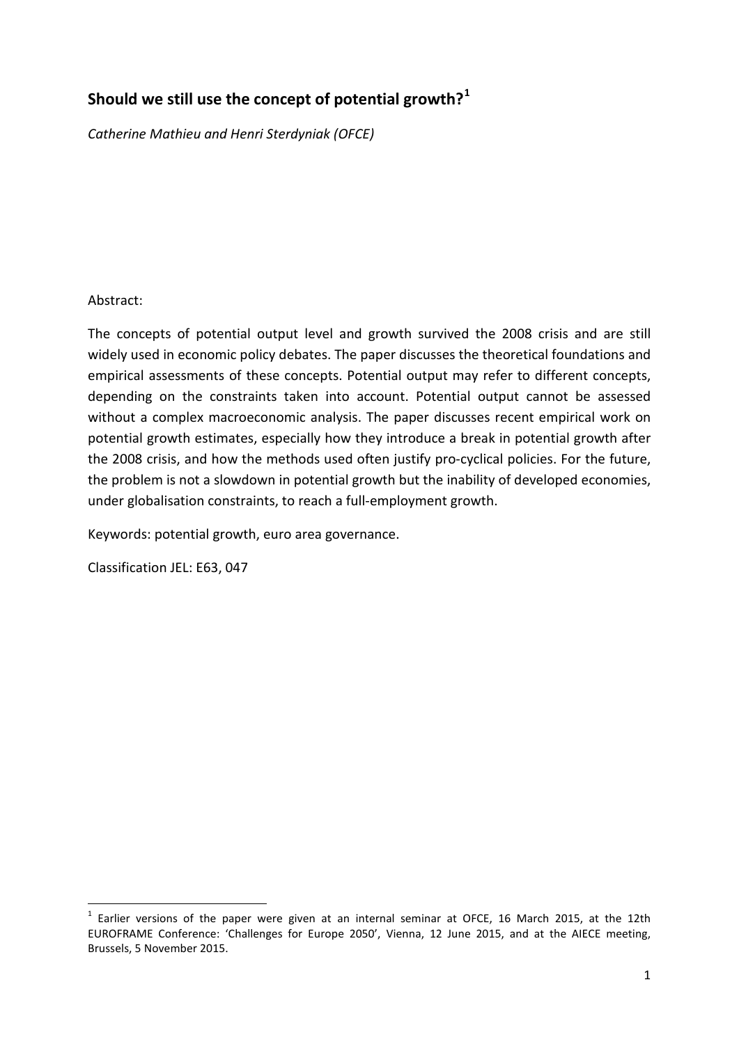# Should we still use the concept of potential growth?[1]

*Catherine Mathieu and Henri Sterdyniak (OFCE)*

Abstract:

The concepts of potential output level and growth survived the 2008 crisis and are still widely used in economic policy debates. The paper discusses the theoretical foundations and empirical assessments of these concepts. Potential output may refer to different concepts, depending on the constraints taken into account. Potential output cannot be assessed without a complex macroeconomic analysis. The paper discusses recent empirical work on potential growth estimates, especially how they introduce a break in potential growth after the 2008 crisis, and how the methods used often justify pro-cyclical policies. For the future, the problem is not a slowdown in potential growth but the inability of developed economies, under globalisation constraints, to reach a full-employment growth.

Keywords: potential growth, euro area governance.

Classification JEL: E63, 047

[1] Earlier versions of the paper were given at an internal seminar at OFCE, 16 March 2015, at the 12th EUROFRAME Conference: 'Challenges for Europe 2050', Vienna, 12 June 2015, and at the AIECE meeting, Brussels, 5 November 2015.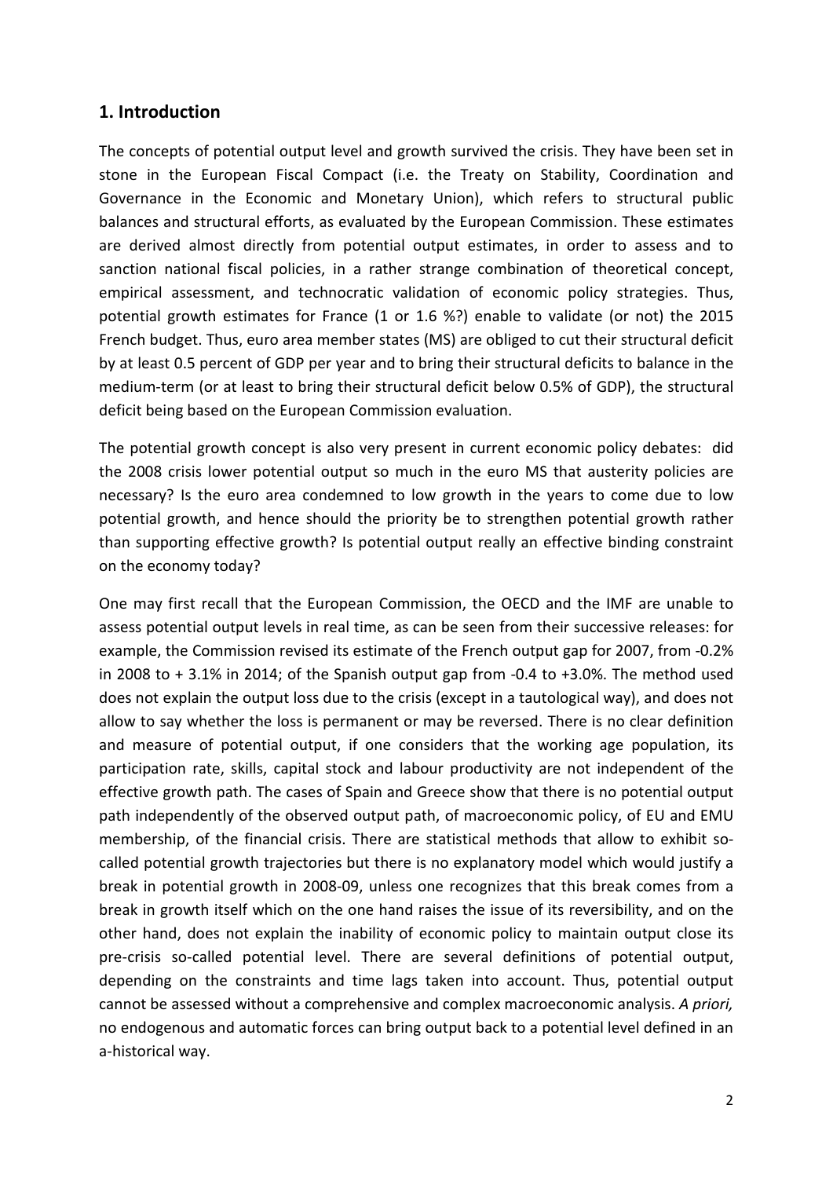## 1. Introduction

The concepts of potential output level and growth survived the crisis. They have been set in stone in the European Fiscal Compact (i.e. the Treaty on Stability, Coordination and Governance in the Economic and Monetary Union), which refers to structural public balances and structural efforts, as evaluated by the European Commission. These estimates are derived almost directly from potential output estimates, in order to assess and to sanction national fiscal policies, in a rather strange combination of theoretical concept, empirical assessment, and technocratic validation of economic policy strategies. Thus, potential growth estimates for France (1 or 1.6 %?) enable to validate (or not) the 2015 French budget. Thus, euro area member states (MS) are obliged to cut their structural deficit by at least 0.5 percent of GDP per year and to bring their structural deficits to balance in the medium-term (or at least to bring their structural deficit below 0.5% of GDP), the structural deficit being based on the European Commission evaluation.

The potential growth concept is also very present in current economic policy debates: did the 2008 crisis lower potential output so much in the euro MS that austerity policies are necessary? Is the euro area condemned to low growth in the years to come due to low potential growth, and hence should the priority be to strengthen potential growth rather than supporting effective growth? Is potential output really an effective binding constraint on the economy today?

One may first recall that the European Commission, the OECD and the IMF are unable to assess potential output levels in real time, as can be seen from their successive releases: for example, the Commission revised its estimate of the French output gap for 2007, from -0.2% in 2008 to + 3.1% in 2014; of the Spanish output gap from -0.4 to +3.0%. The method used does not explain the output loss due to the crisis (except in a tautological way), and does not allow to say whether the loss is permanent or may be reversed. There is no clear definition and measure of potential output, if one considers that the working age population, its participation rate, skills, capital stock and labour productivity are not independent of the effective growth path. The cases of Spain and Greece show that there is no potential output path independently of the observed output path, of macroeconomic policy, of EU and EMU membership, of the financial crisis. There are statistical methods that allow to exhibit so-called potential growth trajectories but there is no explanatory model which would justify a break in potential growth in 2008-09, unless one recognizes that this break comes from a break in growth itself which on the one hand raises the issue of its reversibility, and on the other hand, does not explain the inability of economic policy to maintain output close its pre-crisis so-called potential level. There are several definitions of potential output, depending on the constraints and time lags taken into account. Thus, potential output cannot be assessed without a comprehensive and complex macroeconomic analysis. *A priori,* no endogenous and automatic forces can bring output back to a potential level defined in an a-historical way.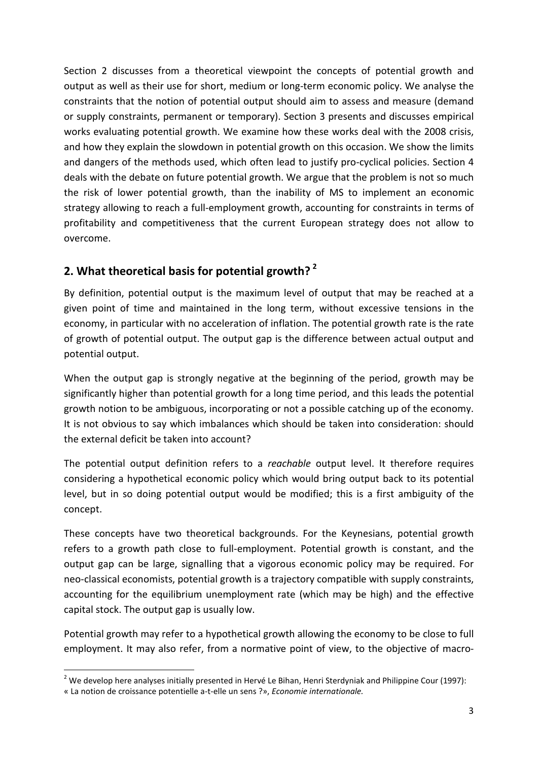Section 2 discusses from a theoretical viewpoint the concepts of potential growth and output as well as their use for short, medium or long-term economic policy. We analyse the constraints that the notion of potential output should aim to assess and measure (demand or supply constraints, permanent or temporary). Section 3 presents and discusses empirical works evaluating potential growth. We examine how these works deal with the 2008 crisis, and how they explain the slowdown in potential growth on this occasion. We show the limits and dangers of the methods used, which often lead to justify pro-cyclical policies. Section 4 deals with the debate on future potential growth. We argue that the problem is not so much the risk of lower potential growth, than the inability of MS to implement an economic strategy allowing to reach a full-employment growth, accounting for constraints in terms of profitability and competitiveness that the current European strategy does not allow to overcome.

## 2. What theoretical basis for potential growth? [2]

By definition, potential output is the maximum level of output that may be reached at a given point of time and maintained in the long term, without excessive tensions in the economy, in particular with no acceleration of inflation. The potential growth rate is the rate of growth of potential output. The output gap is the difference between actual output and potential output.

When the output gap is strongly negative at the beginning of the period, growth may be significantly higher than potential growth for a long time period, and this leads the potential growth notion to be ambiguous, incorporating or not a possible catching up of the economy. It is not obvious to say which imbalances which should be taken into consideration: should the external deficit be taken into account?

The potential output definition refers to a *reachable* output level. It therefore requires considering a hypothetical economic policy which would bring output back to its potential level, but in so doing potential output would be modified; this is a first ambiguity of the concept.

These concepts have two theoretical backgrounds. For the Keynesians, potential growth refers to a growth path close to full-employment. Potential growth is constant, and the output gap can be large, signalling that a vigorous economic policy may be required. For neo-classical economists, potential growth is a trajectory compatible with supply constraints, accounting for the equilibrium unemployment rate (which may be high) and the effective capital stock. The output gap is usually low.

Potential growth may refer to a hypothetical growth allowing the economy to be close to full employment. It may also refer, from a normative point of view, to the objective of macro-

[2] We develop here analyses initially presented in Hervé Le Bihan, Henri Sterdyniak and Philippine Cour (1997): « La notion de croissance potentielle a-t-elle un sens ?», *Economie internationale.*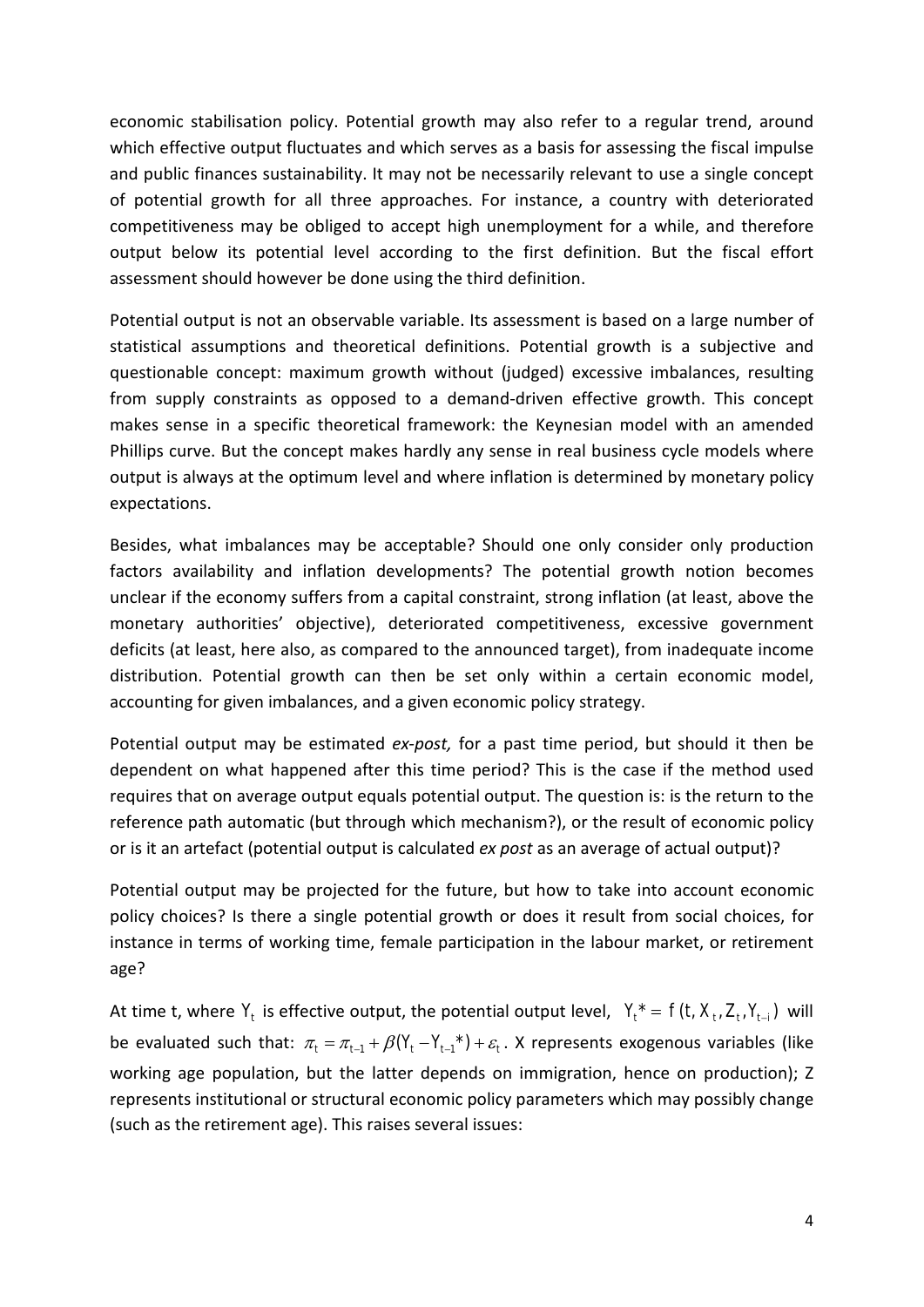economic stabilisation policy. Potential growth may also refer to a regular trend, around which effective output fluctuates and which serves as a basis for assessing the fiscal impulse and public finances sustainability. It may not be necessarily relevant to use a single concept of potential growth for all three approaches. For instance, a country with deteriorated competitiveness may be obliged to accept high unemployment for a while, and therefore output below its potential level according to the first definition. But the fiscal effort assessment should however be done using the third definition.

Potential output is not an observable variable. Its assessment is based on a large number of statistical assumptions and theoretical definitions. Potential growth is a subjective and questionable concept: maximum growth without (judged) excessive imbalances, resulting from supply constraints as opposed to a demand-driven effective growth. This concept makes sense in a specific theoretical framework: the Keynesian model with an amended Phillips curve. But the concept makes hardly any sense in real business cycle models where output is always at the optimum level and where inflation is determined by monetary policy expectations.

Besides, what imbalances may be acceptable? Should one only consider only production factors availability and inflation developments? The potential growth notion becomes unclear if the economy suffers from a capital constraint, strong inflation (at least, above the monetary authorities' objective), deteriorated competitiveness, excessive government deficits (at least, here also, as compared to the announced target), from inadequate income distribution. Potential growth can then be set only within a certain economic model, accounting for given imbalances, and a given economic policy strategy.

Potential output may be estimated *ex-post,* for a past time period, but should it then be dependent on what happened after this time period? This is the case if the method used requires that on average output equals potential output. The question is: is the return to the reference path automatic (but through which mechanism?), or the result of economic policy or is it an artefact (potential output is calculated *ex post* as an average of actual output)?

Potential output may be projected for the future, but how to take into account economic policy choices? Is there a single potential growth or does it result from social choices, for instance in terms of working time, female participation in the labour market, or retirement age?

At time t, where $Y_t$ is effective output, the potential output level, $Y_t^* = f(t, X_t, Z_t, Y_{t-i})$ will be evaluated such that: $\pi_t = \pi_{t-1} + \beta(Y_t - Y_{t-1}^*) + \varepsilon_t$. X represents exogenous variables (like working age population, but the latter depends on immigration, hence on production); Z represents institutional or structural economic policy parameters which may possibly change (such as the retirement age). This raises several issues: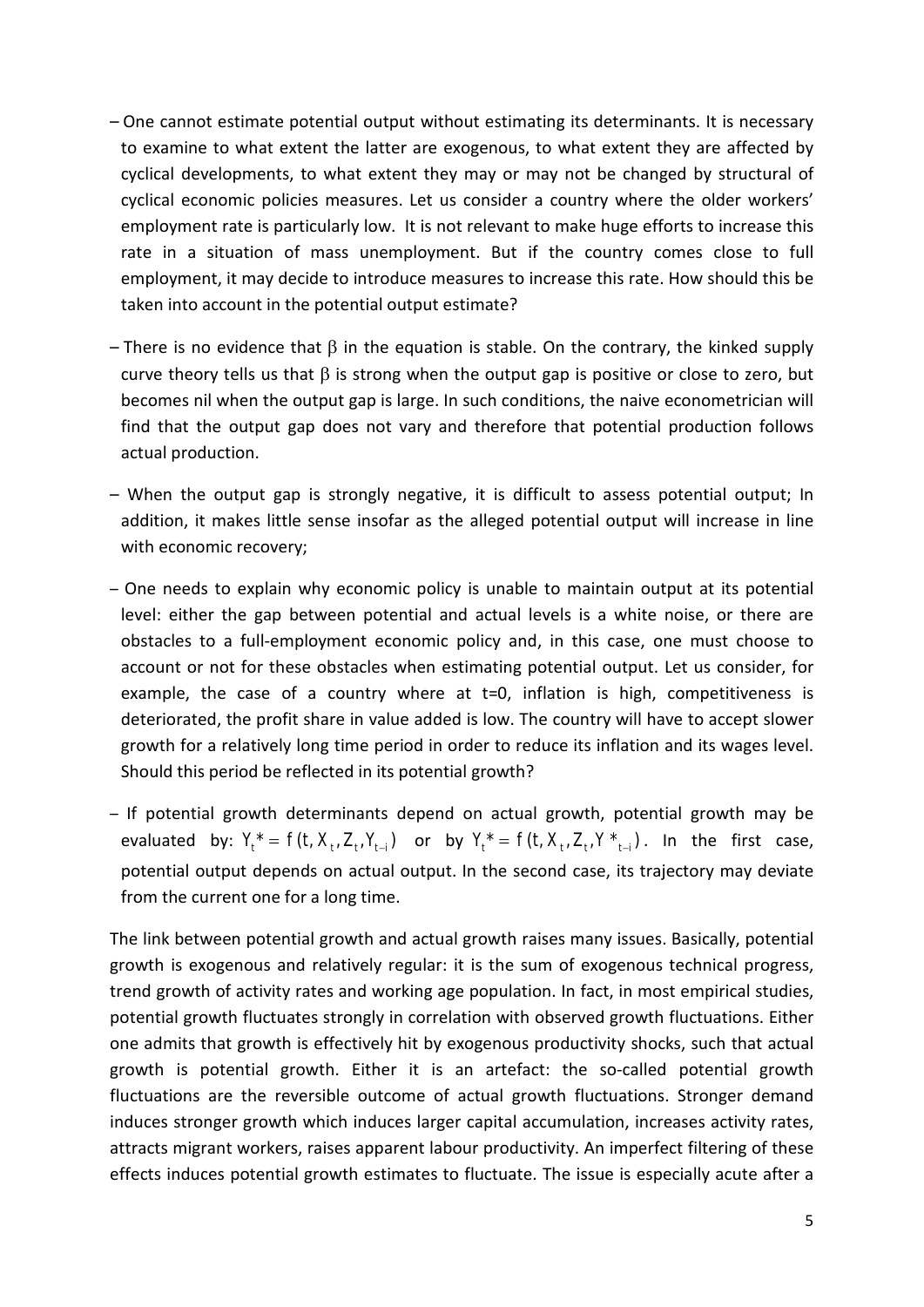- One cannot estimate potential output without estimating its determinants. It is necessary to examine to what extent the latter are exogenous, to what extent they are affected by cyclical developments, to what extent they may or may not be changed by structural of cyclical economic policies measures. Let us consider a country where the older workers' employment rate is particularly low. It is not relevant to make huge efforts to increase this rate in a situation of mass unemployment. But if the country comes close to full employment, it may decide to introduce measures to increase this rate. How should this be taken into account in the potential output estimate?

- There is no evidence that $\beta$ in the equation is stable. On the contrary, the kinked supply curve theory tells us that $\beta$ is strong when the output gap is positive or close to zero, but becomes nil when the output gap is large. In such conditions, the naive econometrician will find that the output gap does not vary and therefore that potential production follows actual production.

- When the output gap is strongly negative, it is difficult to assess potential output; In addition, it makes little sense insofar as the alleged potential output will increase in line with economic recovery;

- One needs to explain why economic policy is unable to maintain output at its potential level: either the gap between potential and actual levels is a white noise, or there are obstacles to a full-employment economic policy and, in this case, one must choose to account or not for these obstacles when estimating potential output. Let us consider, for example, the case of a country where at t=0, inflation is high, competitiveness is deteriorated, the profit share in value added is low. The country will have to accept slower growth for a relatively long time period in order to reduce its inflation and its wages level. Should this period be reflected in its potential growth?

- If potential growth determinants depend on actual growth, potential growth may be evaluated by: $Y_t^* = f(t, X_t, Z_t, Y_{t-i})$ or by $Y_t^* = f(t, X_t, Z_t, Y^*_{t-i})$. In the first case, potential output depends on actual output. In the second case, its trajectory may deviate from the current one for a long time.

The link between potential growth and actual growth raises many issues. Basically, potential growth is exogenous and relatively regular: it is the sum of exogenous technical progress, trend growth of activity rates and working age population. In fact, in most empirical studies, potential growth fluctuates strongly in correlation with observed growth fluctuations. Either one admits that growth is effectively hit by exogenous productivity shocks, such that actual growth is potential growth. Either it is an artefact: the so-called potential growth fluctuations are the reversible outcome of actual growth fluctuations. Stronger demand induces stronger growth which induces larger capital accumulation, increases activity rates, attracts migrant workers, raises apparent labour productivity. An imperfect filtering of these effects induces potential growth estimates to fluctuate. The issue is especially acute after a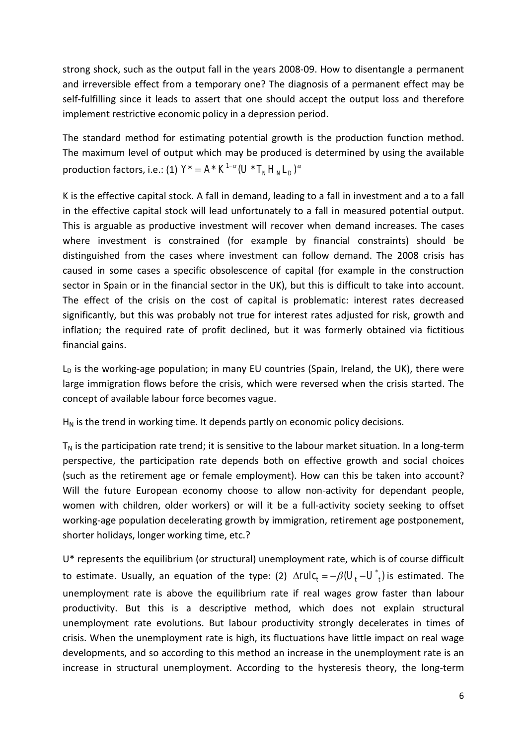strong shock, such as the output fall in the years 2008-09. How to disentangle a permanent and irreversible effect from a temporary one? The diagnosis of a permanent effect may be self-fulfilling since it leads to assert that one should accept the output loss and therefore implement restrictive economic policy in a depression period.

The standard method for estimating potential growth is the production function method. The maximum level of output which may be produced is determined by using the available production factors, i.e.: (1) $Y^* = A^* K^{1-\alpha} (U^* T_N H_N L_D)^{\alpha}$

K is the effective capital stock. A fall in demand, leading to a fall in investment and a to a fall in the effective capital stock will lead unfortunately to a fall in measured potential output. This is arguable as productive investment will recover when demand increases. The cases where investment is constrained (for example by financial constraints) should be distinguished from the cases where investment can follow demand. The 2008 crisis has caused in some cases a specific obsolescence of capital (for example in the construction sector in Spain or in the financial sector in the UK), but this is difficult to take into account. The effect of the crisis on the cost of capital is problematic: interest rates decreased significantly, but this was probably not true for interest rates adjusted for risk, growth and inflation; the required rate of profit declined, but it was formerly obtained via fictitious financial gains.

$L_D$ is the working-age population; in many EU countries (Spain, Ireland, the UK), there were large immigration flows before the crisis, which were reversed when the crisis started. The concept of available labour force becomes vague.

$H_N$ is the trend in working time. It depends partly on economic policy decisions.

$T_N$ is the participation rate trend; it is sensitive to the labour market situation. In a long-term perspective, the participation rate depends both on effective growth and social choices (such as the retirement age or female employment). How can this be taken into account? Will the future European economy choose to allow non-activity for dependant people, women with children, older workers) or will it be a full-activity society seeking to offset working-age population decelerating growth by immigration, retirement age postponement, shorter holidays, longer working time, etc.?

U* represents the equilibrium (or structural) unemployment rate, which is of course difficult to estimate. Usually, an equation of the type: (2) $\Delta rulc_t = -\beta(U_t - U^*_t)$ is estimated. The unemployment rate is above the equilibrium rate if real wages grow faster than labour productivity. But this is a descriptive method, which does not explain structural unemployment rate evolutions. But labour productivity strongly decelerates in times of crisis. When the unemployment rate is high, its fluctuations have little impact on real wage developments, and so according to this method an increase in the unemployment rate is an increase in structural unemployment. According to the hysteresis theory, the long-term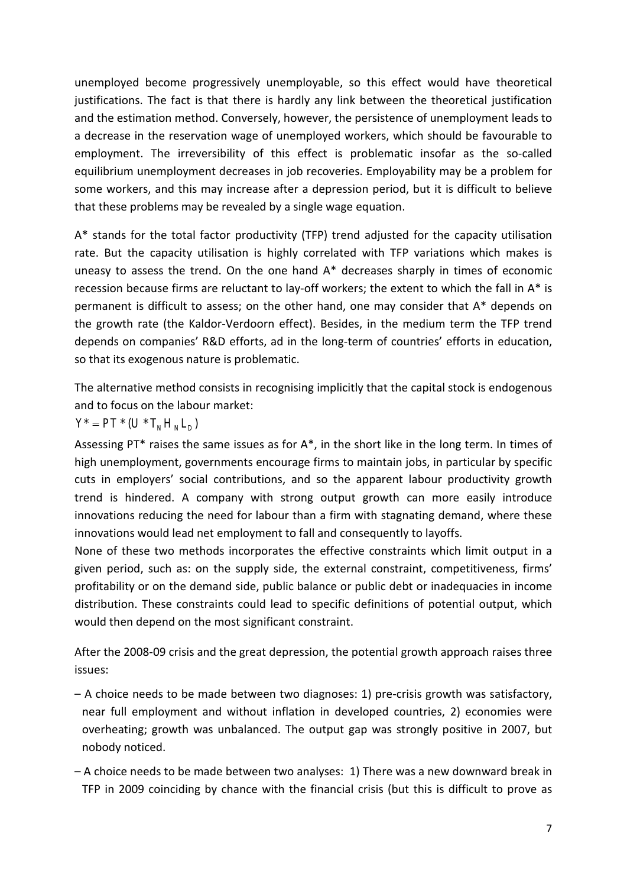unemployed become progressively unemployable, so this effect would have theoretical justifications. The fact is that there is hardly any link between the theoretical justification and the estimation method. Conversely, however, the persistence of unemployment leads to a decrease in the reservation wage of unemployed workers, which should be favourable to employment. The irreversibility of this effect is problematic insofar as the so-called equilibrium unemployment decreases in job recoveries. Employability may be a problem for some workers, and this may increase after a depression period, but it is difficult to believe that these problems may be revealed by a single wage equation.

A* stands for the total factor productivity (TFP) trend adjusted for the capacity utilisation rate. But the capacity utilisation is highly correlated with TFP variations which makes is uneasy to assess the trend. On the one hand A* decreases sharply in times of economic recession because firms are reluctant to lay-off workers; the extent to which the fall in A* is permanent is difficult to assess; on the other hand, one may consider that A* depends on the growth rate (the Kaldor-Verdoorn effect). Besides, in the medium term the TFP trend depends on companies' R&D efforts, ad in the long-term of countries' efforts in education, so that its exogenous nature is problematic.

The alternative method consists in recognising implicitly that the capital stock is endogenous and to focus on the labour market:

$$Y^* = PT^* (U^* T_N H_N L_D)$$

Assessing PT* raises the same issues as for A*, in the short like in the long term. In times of high unemployment, governments encourage firms to maintain jobs, in particular by specific cuts in employers' social contributions, and so the apparent labour productivity growth trend is hindered. A company with strong output growth can more easily introduce innovations reducing the need for labour than a firm with stagnating demand, where these innovations would lead net employment to fall and consequently to layoffs.

None of these two methods incorporates the effective constraints which limit output in a given period, such as: on the supply side, the external constraint, competitiveness, firms' profitability or on the demand side, public balance or public debt or inadequacies in income distribution. These constraints could lead to specific definitions of potential output, which would then depend on the most significant constraint.

After the 2008-09 crisis and the great depression, the potential growth approach raises three issues:

– A choice needs to be made between two diagnoses: 1) pre-crisis growth was satisfactory, near full employment and without inflation in developed countries, 2) economies were overheating; growth was unbalanced. The output gap was strongly positive in 2007, but nobody noticed.

– A choice needs to be made between two analyses: 1) There was a new downward break in TFP in 2009 coinciding by chance with the financial crisis (but this is difficult to prove as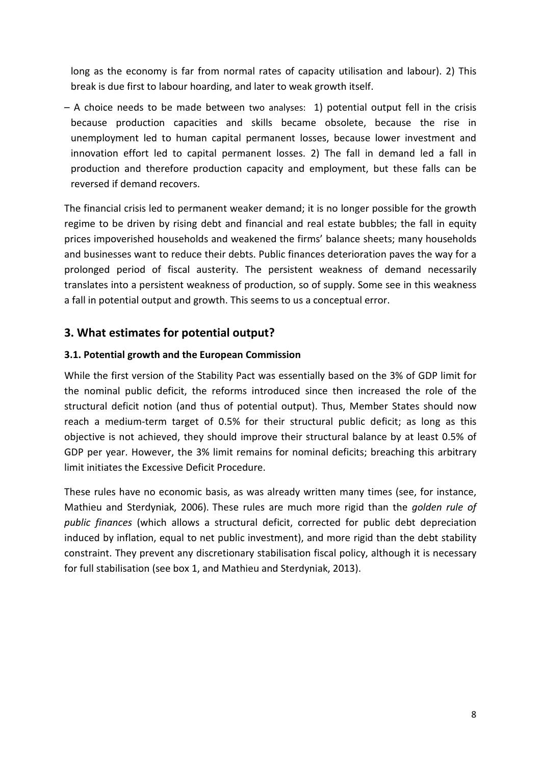long as the economy is far from normal rates of capacity utilisation and labour). 2) This break is due first to labour hoarding, and later to weak growth itself.

– A choice needs to be made between two analyses: 1) potential output fell in the crisis because production capacities and skills became obsolete, because the rise in unemployment led to human capital permanent losses, because lower investment and innovation effort led to capital permanent losses. 2) The fall in demand led a fall in production and therefore production capacity and employment, but these falls can be reversed if demand recovers.

The financial crisis led to permanent weaker demand; it is no longer possible for the growth regime to be driven by rising debt and financial and real estate bubbles; the fall in equity prices impoverished households and weakened the firms' balance sheets; many households and businesses want to reduce their debts. Public finances deterioration paves the way for a prolonged period of fiscal austerity. The persistent weakness of demand necessarily translates into a persistent weakness of production, so of supply. Some see in this weakness a fall in potential output and growth. This seems to us a conceptual error.

## 3. What estimates for potential output?

### 3.1. Potential growth and the European Commission

While the first version of the Stability Pact was essentially based on the 3% of GDP limit for the nominal public deficit, the reforms introduced since then increased the role of the structural deficit notion (and thus of potential output). Thus, Member States should now reach a medium-term target of 0.5% for their structural public deficit; as long as this objective is not achieved, they should improve their structural balance by at least 0.5% of GDP per year. However, the 3% limit remains for nominal deficits; breaching this arbitrary limit initiates the Excessive Deficit Procedure.

These rules have no economic basis, as was already written many times (see, for instance, Mathieu and Sterdyniak, 2006). These rules are much more rigid than the *golden rule of public finances* (which allows a structural deficit, corrected for public debt depreciation induced by inflation, equal to net public investment), and more rigid than the debt stability constraint. They prevent any discretionary stabilisation fiscal policy, although it is necessary for full stabilisation (see box 1, and Mathieu and Sterdyniak, 2013).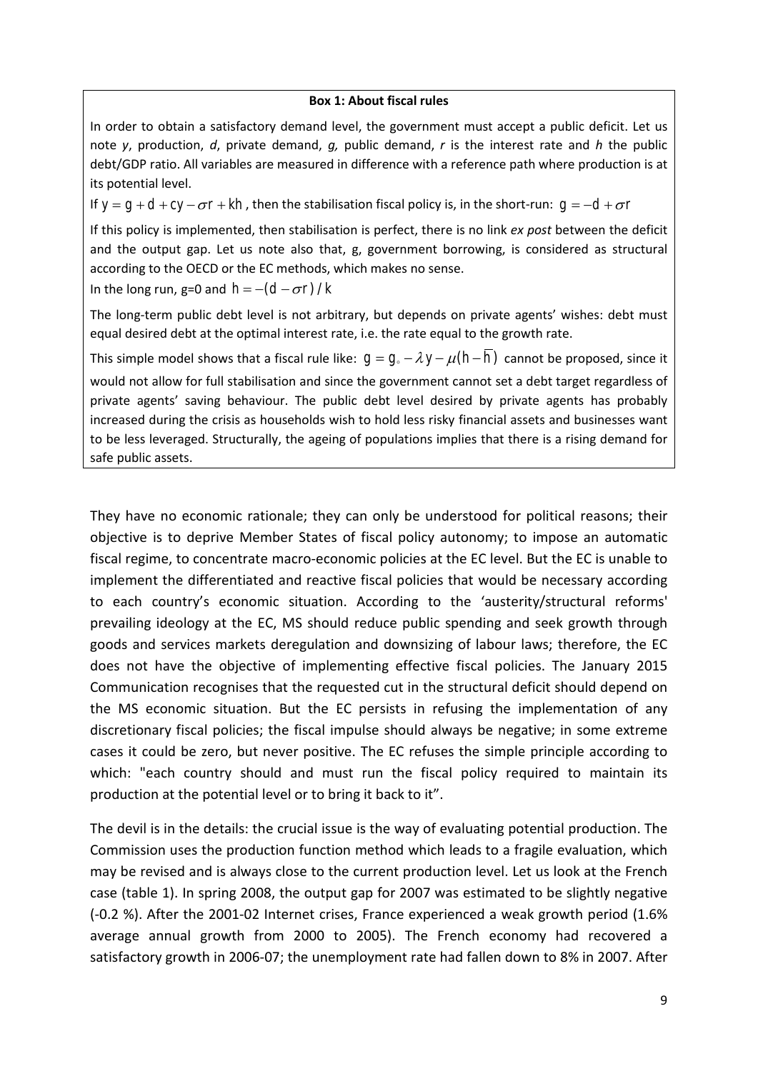**Box 1: About fiscal rules**

In order to obtain a satisfactory demand level, the government must accept a public deficit. Let us note *y*, production, *d*, private demand, *g,* public demand, *r* is the interest rate and *h* the public debt/GDP ratio. All variables are measured in difference with a reference path where production is at its potential level.

If $y = g + d + cy - \sigma r + kh$ , then the stabilisation fiscal policy is, in the short-run: $g = -d + \sigma r$

If this policy is implemented, then stabilisation is perfect, there is no link *ex post* between the deficit and the output gap. Let us note also that, g, government borrowing, is considered as structural according to the OECD or the EC methods, which makes no sense.

In the long run, g=0 and $h = -(d - \sigma r) / k$

The long-term public debt level is not arbitrary, but depends on private agents' wishes: debt must equal desired debt at the optimal interest rate, i.e. the rate equal to the growth rate.

This simple model shows that a fiscal rule like: $g = g_{\circ} - \lambda y - \mu(h - \overline{h})$ cannot be proposed, since it would not allow for full stabilisation and since the government cannot set a debt target regardless of private agents' saving behaviour. The public debt level desired by private agents has probably increased during the crisis as households wish to hold less risky financial assets and businesses want to be less leveraged. Structurally, the ageing of populations implies that there is a rising demand for safe public assets.

They have no economic rationale; they can only be understood for political reasons; their objective is to deprive Member States of fiscal policy autonomy; to impose an automatic fiscal regime, to concentrate macro-economic policies at the EC level. But the EC is unable to implement the differentiated and reactive fiscal policies that would be necessary according to each country's economic situation. According to the 'austerity/structural reforms' prevailing ideology at the EC, MS should reduce public spending and seek growth through goods and services markets deregulation and downsizing of labour laws; therefore, the EC does not have the objective of implementing effective fiscal policies. The January 2015 Communication recognises that the requested cut in the structural deficit should depend on the MS economic situation. But the EC persists in refusing the implementation of any discretionary fiscal policies; the fiscal impulse should always be negative; in some extreme cases it could be zero, but never positive. The EC refuses the simple principle according to which: "each country should and must run the fiscal policy required to maintain its production at the potential level or to bring it back to it".

The devil is in the details: the crucial issue is the way of evaluating potential production. The Commission uses the production function method which leads to a fragile evaluation, which may be revised and is always close to the current production level. Let us look at the French case (table 1). In spring 2008, the output gap for 2007 was estimated to be slightly negative (-0.2 %). After the 2001-02 Internet crises, France experienced a weak growth period (1.6% average annual growth from 2000 to 2005). The French economy had recovered a satisfactory growth in 2006-07; the unemployment rate had fallen down to 8% in 2007. After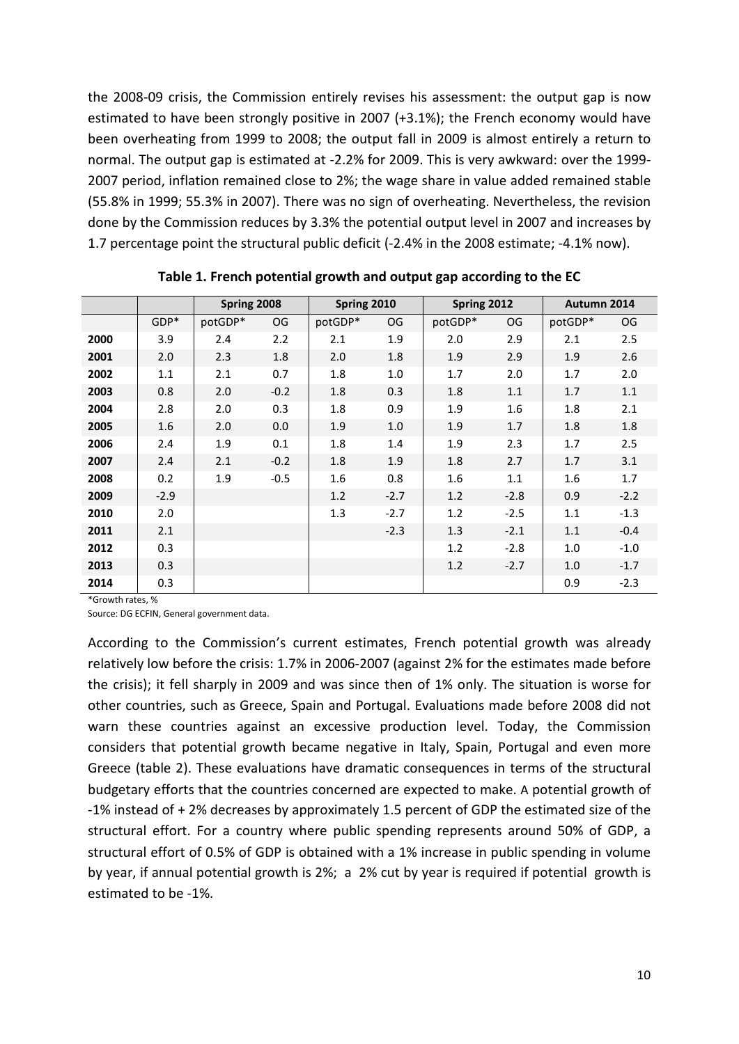the 2008-09 crisis, the Commission entirely revises his assessment: the output gap is now estimated to have been strongly positive in 2007 (+3.1%); the French economy would have been overheating from 1999 to 2008; the output fall in 2009 is almost entirely a return to normal. The output gap is estimated at -2.2% for 2009. This is very awkward: over the 1999-2007 period, inflation remained close to 2%; the wage share in value added remained stable (55.8% in 1999; 55.3% in 2007). There was no sign of overheating. Nevertheless, the revision done by the Commission reduces by 3.3% the potential output level in 2007 and increases by 1.7 percentage point the structural public deficit (-2.4% in the 2008 estimate; -4.1% now).

**Table 1. French potential growth and output gap according to the EC**

| | | Spring 2008 | | Spring 2010 | | Spring 2012 | | Autumn 2014 | |
|---|---|---|---|---|---|---|---|---|---|
| | GDP* | potGDP* | OG | potGDP* | OG | potGDP* | OG | potGDP* | OG |
| **2000** | 3.9 | 2.4 | 2.2 | 2.1 | 1.9 | 2.0 | 2.9 | 2.1 | 2.5 |
| **2001** | 2.0 | 2.3 | 1.8 | 2.0 | 1.8 | 1.9 | 2.9 | 1.9 | 2.6 |
| **2002** | 1.1 | 2.1 | 0.7 | 1.8 | 1.0 | 1.7 | 2.0 | 1.7 | 2.0 |
| **2003** | 0.8 | 2.0 | -0.2 | 1.8 | 0.3 | 1.8 | 1.1 | 1.7 | 1.1 |
| **2004** | 2.8 | 2.0 | 0.3 | 1.8 | 0.9 | 1.9 | 1.6 | 1.8 | 2.1 |
| **2005** | 1.6 | 2.0 | 0.0 | 1.9 | 1.0 | 1.9 | 1.7 | 1.8 | 1.8 |
| **2006** | 2.4 | 1.9 | 0.1 | 1.8 | 1.4 | 1.9 | 2.3 | 1.7 | 2.5 |
| **2007** | 2.4 | 2.1 | -0.2 | 1.8 | 1.9 | 1.8 | 2.7 | 1.7 | 3.1 |
| **2008** | 0.2 | 1.9 | -0.5 | 1.6 | 0.8 | 1.6 | 1.1 | 1.6 | 1.7 |
| **2009** | -2.9 | | | 1.2 | -2.7 | 1.2 | -2.8 | 0.9 | -2.2 |
| **2010** | 2.0 | | | 1.3 | -2.7 | 1.2 | -2.5 | 1.1 | -1.3 |
| **2011** | 2.1 | | | | -2.3 | 1.3 | -2.1 | 1.1 | -0.4 |
| **2012** | 0.3 | | | | | 1.2 | -2.8 | 1.0 | -1.0 |
| **2013** | 0.3 | | | | | 1.2 | -2.7 | 1.0 | -1.7 |
| **2014** | 0.3 | | | | | | | 0.9 | -2.3 |

*Growth rates, %

Source: DG ECFIN, General government data.

According to the Commission's current estimates, French potential growth was already relatively low before the crisis: 1.7% in 2006-2007 (against 2% for the estimates made before the crisis); it fell sharply in 2009 and was since then of 1% only. The situation is worse for other countries, such as Greece, Spain and Portugal. Evaluations made before 2008 did not warn these countries against an excessive production level. Today, the Commission considers that potential growth became negative in Italy, Spain, Portugal and even more Greece (table 2). These evaluations have dramatic consequences in terms of the structural budgetary efforts that the countries concerned are expected to make. A potential growth of -1% instead of + 2% decreases by approximately 1.5 percent of GDP the estimated size of the structural effort. For a country where public spending represents around 50% of GDP, a structural effort of 0.5% of GDP is obtained with a 1% increase in public spending in volume by year, if annual potential growth is 2%; a 2% cut by year is required if potential growth is estimated to be -1%.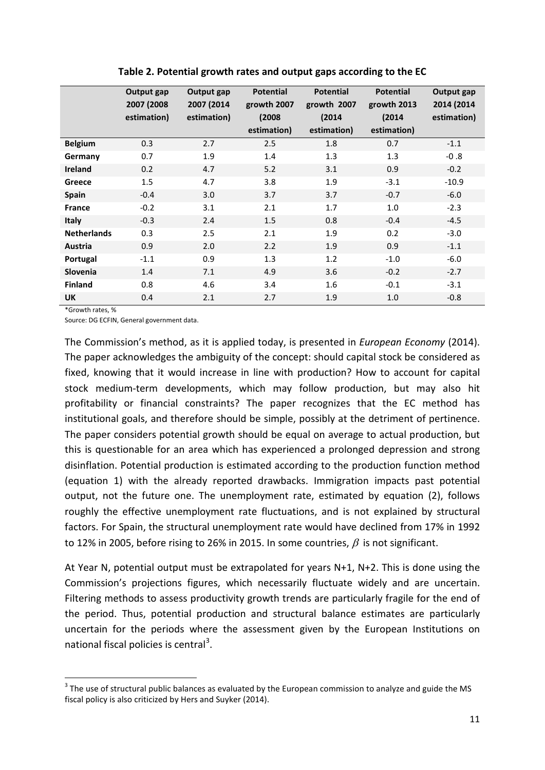**Table 2. Potential growth rates and output gaps according to the EC**

| | Output gap 2007 (2008 estimation) | Output gap 2007 (2014 estimation) | Potential growth 2007 (2008 estimation) | Potential growth 2007 (2014 estimation) | Potential growth 2013 (2014 estimation) | Output gap 2014 (2014 estimation) |
|---|---|---|---|---|---|---|
| **Belgium** | 0.3 | 2.7 | 2.5 | 1.8 | 0.7 | -1.1 |
| **Germany** | 0.7 | 1.9 | 1.4 | 1.3 | 1.3 | -0 .8 |
| **Ireland** | 0.2 | 4.7 | 5.2 | 3.1 | 0.9 | -0.2 |
| **Greece** | 1.5 | 4.7 | 3.8 | 1.9 | -3.1 | -10.9 |
| **Spain** | -0.4 | 3.0 | 3.7 | 3.7 | -0.7 | -6.0 |
| **France** | -0.2 | 3.1 | 2.1 | 1.7 | 1.0 | -2.3 |
| **Italy** | -0.3 | 2.4 | 1.5 | 0.8 | -0.4 | -4.5 |
| **Netherlands** | 0.3 | 2.5 | 2.1 | 1.9 | 0.2 | -3.0 |
| **Austria** | 0.9 | 2.0 | 2.2 | 1.9 | 0.9 | -1.1 |
| **Portugal** | -1.1 | 0.9 | 1.3 | 1.2 | -1.0 | -6.0 |
| **Slovenia** | 1.4 | 7.1 | 4.9 | 3.6 | -0.2 | -2.7 |
| **Finland** | 0.8 | 4.6 | 3.4 | 1.6 | -0.1 | -3.1 |
| **UK** | 0.4 | 2.1 | 2.7 | 1.9 | 1.0 | -0.8 |

*Growth rates, %

Source: DG ECFIN, General government data.

The Commission's method, as it is applied today, is presented in *European Economy* (2014). The paper acknowledges the ambiguity of the concept: should capital stock be considered as fixed, knowing that it would increase in line with production? How to account for capital stock medium-term developments, which may follow production, but may also hit profitability or financial constraints? The paper recognizes that the EC method has institutional goals, and therefore should be simple, possibly at the detriment of pertinence. The paper considers potential growth should be equal on average to actual production, but this is questionable for an area which has experienced a prolonged depression and strong disinflation. Potential production is estimated according to the production function method (equation 1) with the already reported drawbacks. Immigration impacts past potential output, not the future one. The unemployment rate, estimated by equation (2), follows roughly the effective unemployment rate fluctuations, and is not explained by structural factors. For Spain, the structural unemployment rate would have declined from 17% in 1992 to 12% in 2005, before rising to 26% in 2015. In some countries, $\beta$ is not significant.

At Year N, potential output must be extrapolated for years N+1, N+2. This is done using the Commission's projections figures, which necessarily fluctuate widely and are uncertain. Filtering methods to assess productivity growth trends are particularly fragile for the end of the period. Thus, potential production and structural balance estimates are particularly uncertain for the periods where the assessment given by the European Institutions on national fiscal policies is central[3].

[3] The use of structural public balances as evaluated by the European commission to analyze and guide the MS fiscal policy is also criticized by Hers and Suyker (2014).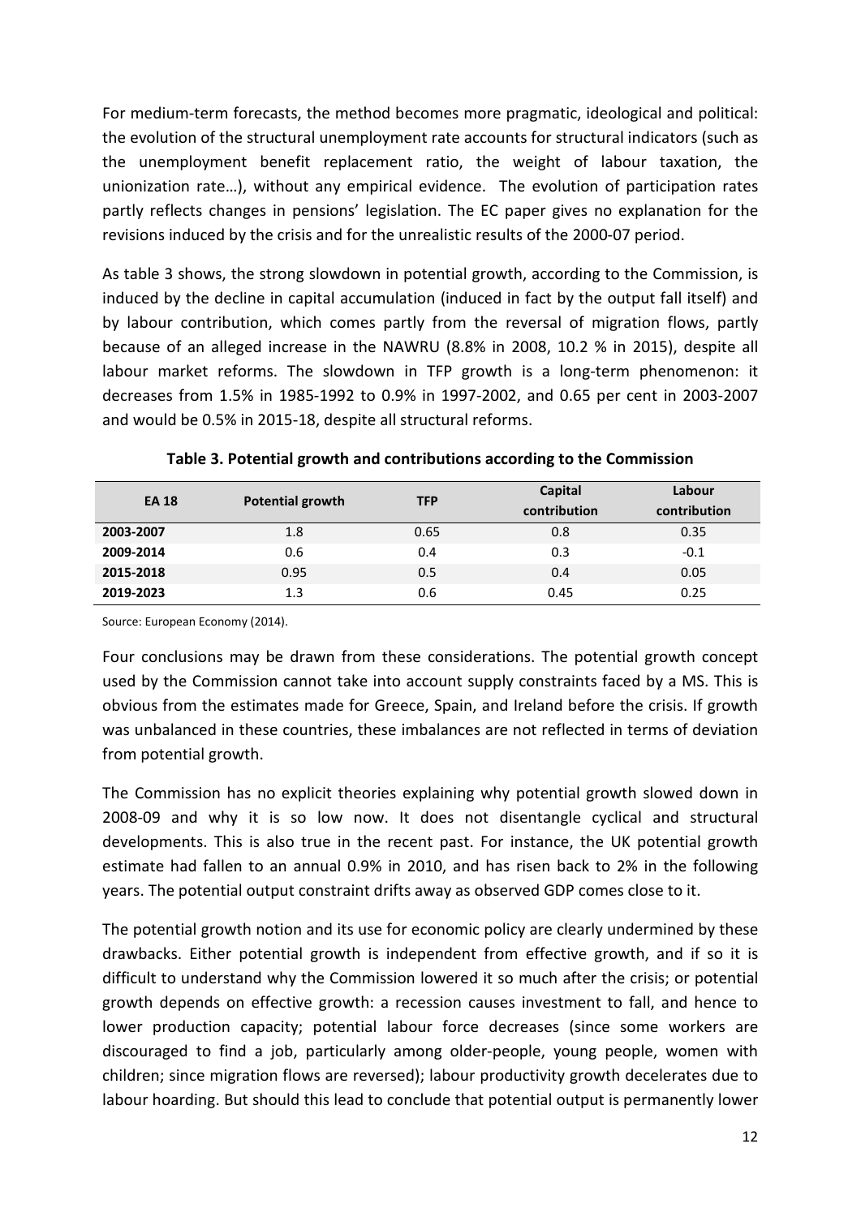For medium-term forecasts, the method becomes more pragmatic, ideological and political: the evolution of the structural unemployment rate accounts for structural indicators (such as the unemployment benefit replacement ratio, the weight of labour taxation, the unionization rate…), without any empirical evidence. The evolution of participation rates partly reflects changes in pensions' legislation. The EC paper gives no explanation for the revisions induced by the crisis and for the unrealistic results of the 2000-07 period.

As table 3 shows, the strong slowdown in potential growth, according to the Commission, is induced by the decline in capital accumulation (induced in fact by the output fall itself) and by labour contribution, which comes partly from the reversal of migration flows, partly because of an alleged increase in the NAWRU (8.8% in 2008, 10.2 % in 2015), despite all labour market reforms. The slowdown in TFP growth is a long-term phenomenon: it decreases from 1.5% in 1985-1992 to 0.9% in 1997-2002, and 0.65 per cent in 2003-2007 and would be 0.5% in 2015-18, despite all structural reforms.

**Table 3. Potential growth and contributions according to the Commission**

| EA 18 | Potential growth | TFP | Capital contribution | Labour contribution |
|---|---|---|---|---|
| **2003-2007** | 1.8 | 0.65 | 0.8 | 0.35 |
| **2009-2014** | 0.6 | 0.4 | 0.3 | -0.1 |
| **2015-2018** | 0.95 | 0.5 | 0.4 | 0.05 |
| **2019-2023** | 1.3 | 0.6 | 0.45 | 0.25 |

Source: European Economy (2014).

Four conclusions may be drawn from these considerations. The potential growth concept used by the Commission cannot take into account supply constraints faced by a MS. This is obvious from the estimates made for Greece, Spain, and Ireland before the crisis. If growth was unbalanced in these countries, these imbalances are not reflected in terms of deviation from potential growth.

The Commission has no explicit theories explaining why potential growth slowed down in 2008-09 and why it is so low now. It does not disentangle cyclical and structural developments. This is also true in the recent past. For instance, the UK potential growth estimate had fallen to an annual 0.9% in 2010, and has risen back to 2% in the following years. The potential output constraint drifts away as observed GDP comes close to it.

The potential growth notion and its use for economic policy are clearly undermined by these drawbacks. Either potential growth is independent from effective growth, and if so it is difficult to understand why the Commission lowered it so much after the crisis; or potential growth depends on effective growth: a recession causes investment to fall, and hence to lower production capacity; potential labour force decreases (since some workers are discouraged to find a job, particularly among older-people, young people, women with children; since migration flows are reversed); labour productivity growth decelerates due to labour hoarding. But should this lead to conclude that potential output is permanently lower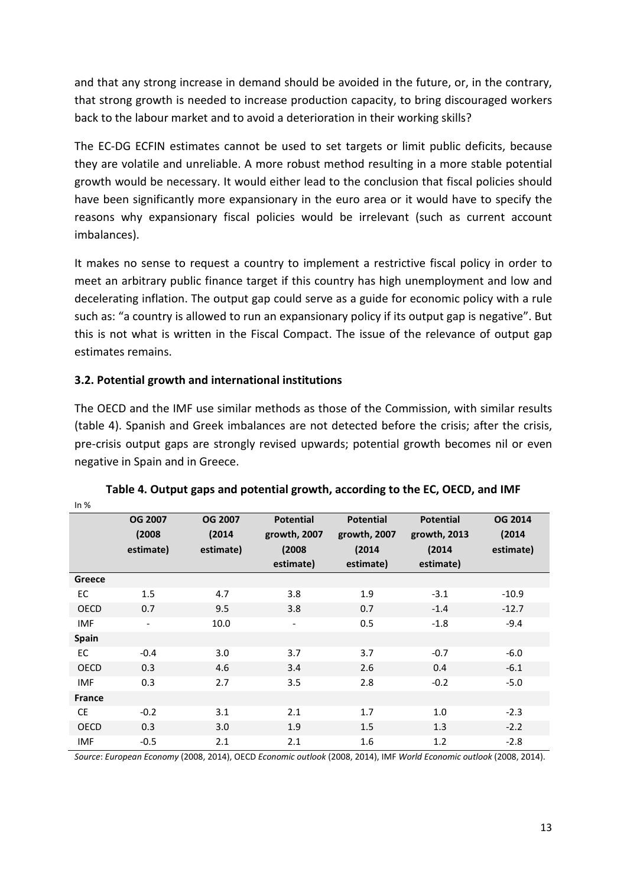and that any strong increase in demand should be avoided in the future, or, in the contrary, that strong growth is needed to increase production capacity, to bring discouraged workers back to the labour market and to avoid a deterioration in their working skills?

The EC-DG ECFIN estimates cannot be used to set targets or limit public deficits, because they are volatile and unreliable. A more robust method resulting in a more stable potential growth would be necessary. It would either lead to the conclusion that fiscal policies should have been significantly more expansionary in the euro area or it would have to specify the reasons why expansionary fiscal policies would be irrelevant (such as current account imbalances).

It makes no sense to request a country to implement a restrictive fiscal policy in order to meet an arbitrary public finance target if this country has high unemployment and low and decelerating inflation. The output gap could serve as a guide for economic policy with a rule such as: "a country is allowed to run an expansionary policy if its output gap is negative". But this is not what is written in the Fiscal Compact. The issue of the relevance of output gap estimates remains.

### 3.2. Potential growth and international institutions

The OECD and the IMF use similar methods as those of the Commission, with similar results (table 4). Spanish and Greek imbalances are not detected before the crisis; after the crisis, pre-crisis output gaps are strongly revised upwards; potential growth becomes nil or even negative in Spain and in Greece.

**Table 4. Output gaps and potential growth, according to the EC, OECD, and IMF**

In %

| | OG 2007 (2008 estimate) | OG 2007 (2014 estimate) | Potential growth, 2007 (2008 estimate) | Potential growth, 2007 (2014 estimate) | Potential growth, 2013 (2014 estimate) | OG 2014 (2014 estimate) |
|---|---|---|---|---|---|---|
| **Greece** | | | | | | |
| EC | 1.5 | 4.7 | 3.8 | 1.9 | -3.1 | -10.9 |
| OECD | 0.7 | 9.5 | 3.8 | 0.7 | -1.4 | -12.7 |
| IMF | - | 10.0 | - | 0.5 | -1.8 | -9.4 |
| **Spain** | | | | | | |
| EC | -0.4 | 3.0 | 3.7 | 3.7 | -0.7 | -6.0 |
| OECD | 0.3 | 4.6 | 3.4 | 2.6 | 0.4 | -6.1 |
| IMF | 0.3 | 2.7 | 3.5 | 2.8 | -0.2 | -5.0 |
| **France** | | | | | | |
| CE | -0.2 | 3.1 | 2.1 | 1.7 | 1.0 | -2.3 |
| OECD | 0.3 | 3.0 | 1.9 | 1.5 | 1.3 | -2.2 |
| IMF | -0.5 | 2.1 | 2.1 | 1.6 | 1.2 | -2.8 |

*Source*: *European Economy* (2008, 2014), OECD *Economic outlook* (2008, 2014), IMF *World Economic outlook* (2008, 2014).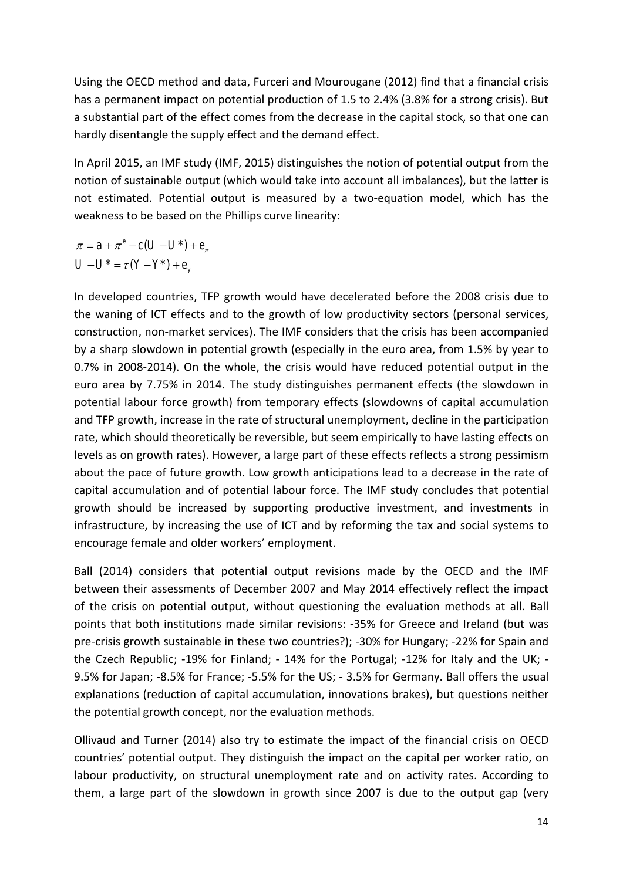Using the OECD method and data, Furceri and Mourougane (2012) find that a financial crisis has a permanent impact on potential production of 1.5 to 2.4% (3.8% for a strong crisis). But a substantial part of the effect comes from the decrease in the capital stock, so that one can hardly disentangle the supply effect and the demand effect.

In April 2015, an IMF study (IMF, 2015) distinguishes the notion of potential output from the notion of sustainable output (which would take into account all imbalances), but the latter is not estimated. Potential output is measured by a two-equation model, which has the weakness to be based on the Phillips curve linearity:

$$\pi = a + \pi^e - c(U - U^*) + e_\pi$$
$$U - U^* = \tau(Y - Y^*) + e_y$$

In developed countries, TFP growth would have decelerated before the 2008 crisis due to the waning of ICT effects and to the growth of low productivity sectors (personal services, construction, non-market services). The IMF considers that the crisis has been accompanied by a sharp slowdown in potential growth (especially in the euro area, from 1.5% by year to 0.7% in 2008-2014). On the whole, the crisis would have reduced potential output in the euro area by 7.75% in 2014. The study distinguishes permanent effects (the slowdown in potential labour force growth) from temporary effects (slowdowns of capital accumulation and TFP growth, increase in the rate of structural unemployment, decline in the participation rate, which should theoretically be reversible, but seem empirically to have lasting effects on levels as on growth rates). However, a large part of these effects reflects a strong pessimism about the pace of future growth. Low growth anticipations lead to a decrease in the rate of capital accumulation and of potential labour force. The IMF study concludes that potential growth should be increased by supporting productive investment, and investments in infrastructure, by increasing the use of ICT and by reforming the tax and social systems to encourage female and older workers' employment.

Ball (2014) considers that potential output revisions made by the OECD and the IMF between their assessments of December 2007 and May 2014 effectively reflect the impact of the crisis on potential output, without questioning the evaluation methods at all. Ball points that both institutions made similar revisions: -35% for Greece and Ireland (but was pre-crisis growth sustainable in these two countries?); -30% for Hungary; -22% for Spain and the Czech Republic; -19% for Finland; - 14% for the Portugal; -12% for Italy and the UK; -9.5% for Japan; -8.5% for France; -5.5% for the US; - 3.5% for Germany. Ball offers the usual explanations (reduction of capital accumulation, innovations brakes), but questions neither the potential growth concept, nor the evaluation methods.

Ollivaud and Turner (2014) also try to estimate the impact of the financial crisis on OECD countries' potential output. They distinguish the impact on the capital per worker ratio, on labour productivity, on structural unemployment rate and on activity rates. According to them, a large part of the slowdown in growth since 2007 is due to the output gap (very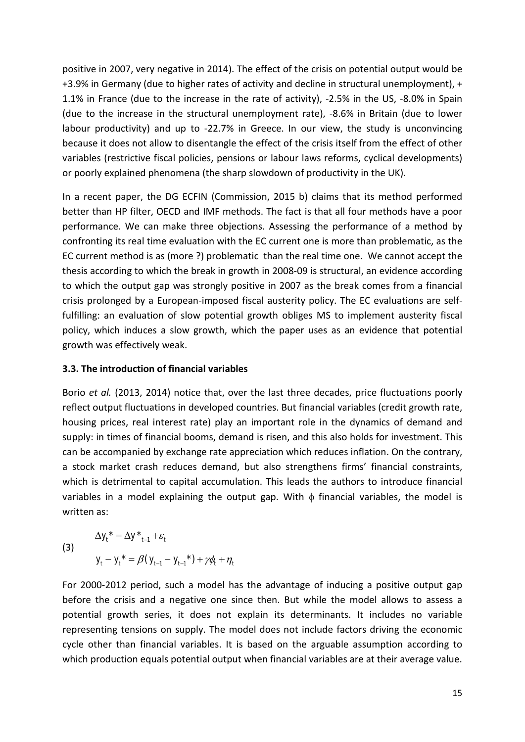positive in 2007, very negative in 2014). The effect of the crisis on potential output would be +3.9% in Germany (due to higher rates of activity and decline in structural unemployment), + 1.1% in France (due to the increase in the rate of activity), -2.5% in the US, -8.0% in Spain (due to the increase in the structural unemployment rate), -8.6% in Britain (due to lower labour productivity) and up to -22.7% in Greece. In our view, the study is unconvincing because it does not allow to disentangle the effect of the crisis itself from the effect of other variables (restrictive fiscal policies, pensions or labour laws reforms, cyclical developments) or poorly explained phenomena (the sharp slowdown of productivity in the UK).

In a recent paper, the DG ECFIN (Commission, 2015 b) claims that its method performed better than HP filter, OECD and IMF methods. The fact is that all four methods have a poor performance. We can make three objections. Assessing the performance of a method by confronting its real time evaluation with the EC current one is more than problematic, as the EC current method is as (more ?) problematic than the real time one. We cannot accept the thesis according to which the break in growth in 2008-09 is structural, an evidence according to which the output gap was strongly positive in 2007 as the break comes from a financial crisis prolonged by a European-imposed fiscal austerity policy. The EC evaluations are self-fulfilling: an evaluation of slow potential growth obliges MS to implement austerity fiscal policy, which induces a slow growth, which the paper uses as an evidence that potential growth was effectively weak.

### 3.3. The introduction of financial variables

Borio *et al.* (2013, 2014) notice that, over the last three decades, price fluctuations poorly reflect output fluctuations in developed countries. But financial variables (credit growth rate, housing prices, real interest rate) play an important role in the dynamics of demand and supply: in times of financial booms, demand is risen, and this also holds for investment. This can be accompanied by exchange rate appreciation which reduces inflation. On the contrary, a stock market crash reduces demand, but also strengthens firms' financial constraints, which is detrimental to capital accumulation. This leads the authors to introduce financial variables in a model explaining the output gap. With $\phi$ financial variables, the model is written as:

$$
(3) \qquad
\begin{aligned}
&\Delta y_t^* = \Delta y^*_{t-1} + \varepsilon_t \\
&y_t - y_t^* = \beta(y_{t-1} - y_{t-1}^*) + \gamma\phi_t + \eta_t
\end{aligned}
$$

For 2000-2012 period, such a model has the advantage of inducing a positive output gap before the crisis and a negative one since then. But while the model allows to assess a potential growth series, it does not explain its determinants. It includes no variable representing tensions on supply. The model does not include factors driving the economic cycle other than financial variables. It is based on the arguable assumption according to which production equals potential output when financial variables are at their average value.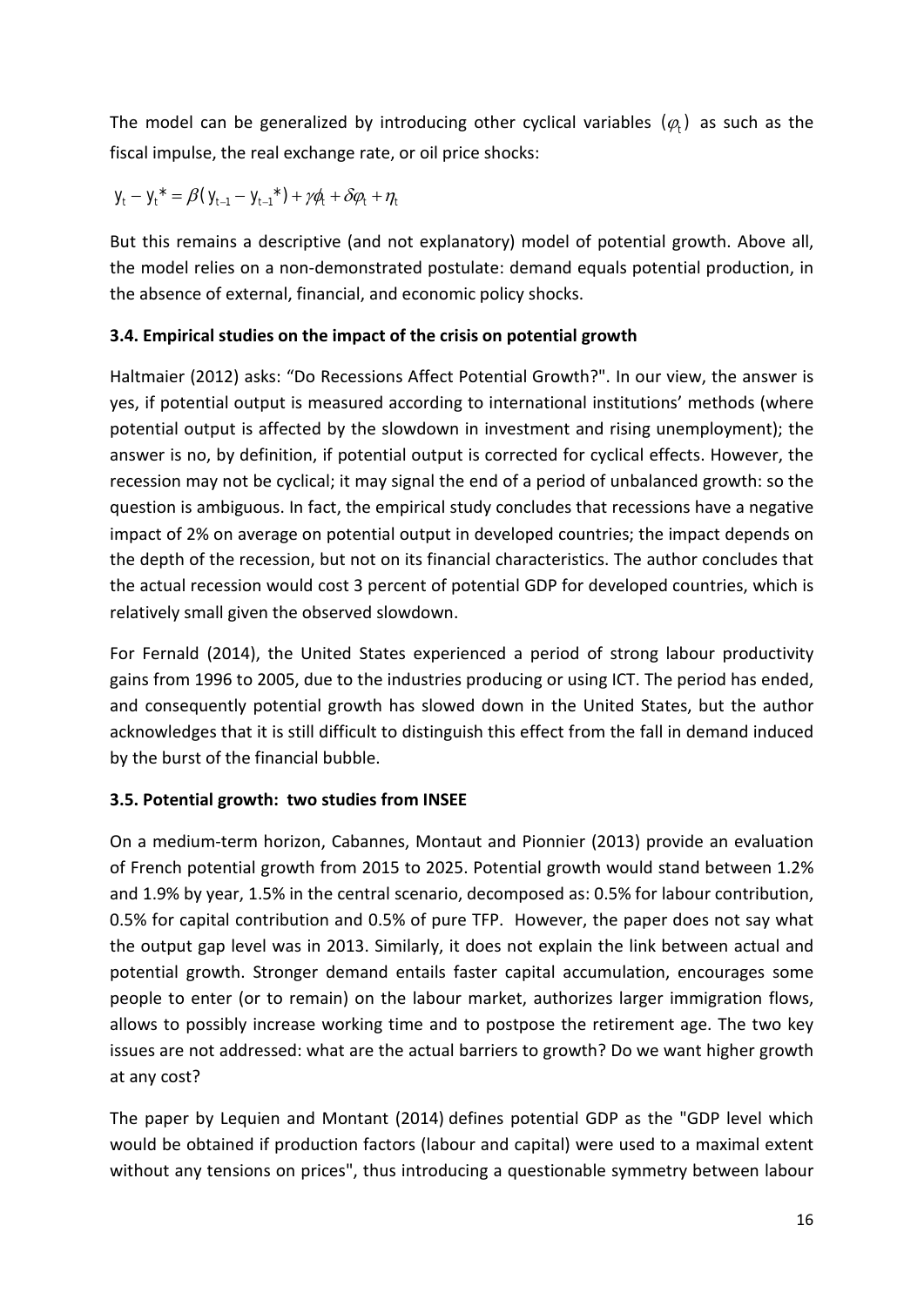The model can be generalized by introducing other cyclical variables $(\varphi_t)$ as such as the fiscal impulse, the real exchange rate, or oil price shocks:

$$y_t - y_t^* = \beta(y_{t-1} - y_{t-1}^*) + \gamma\phi_t + \delta\varphi_t + \eta_t$$

But this remains a descriptive (and not explanatory) model of potential growth. Above all, the model relies on a non-demonstrated postulate: demand equals potential production, in the absence of external, financial, and economic policy shocks.

### 3.4. Empirical studies on the impact of the crisis on potential growth

Haltmaier (2012) asks: "Do Recessions Affect Potential Growth?". In our view, the answer is yes, if potential output is measured according to international institutions' methods (where potential output is affected by the slowdown in investment and rising unemployment); the answer is no, by definition, if potential output is corrected for cyclical effects. However, the recession may not be cyclical; it may signal the end of a period of unbalanced growth: so the question is ambiguous. In fact, the empirical study concludes that recessions have a negative impact of 2% on average on potential output in developed countries; the impact depends on the depth of the recession, but not on its financial characteristics. The author concludes that the actual recession would cost 3 percent of potential GDP for developed countries, which is relatively small given the observed slowdown.

For Fernald (2014), the United States experienced a period of strong labour productivity gains from 1996 to 2005, due to the industries producing or using ICT. The period has ended, and consequently potential growth has slowed down in the United States, but the author acknowledges that it is still difficult to distinguish this effect from the fall in demand induced by the burst of the financial bubble.

### 3.5. Potential growth: two studies from INSEE

On a medium-term horizon, Cabannes, Montaut and Pionnier (2013) provide an evaluation of French potential growth from 2015 to 2025. Potential growth would stand between 1.2% and 1.9% by year, 1.5% in the central scenario, decomposed as: 0.5% for labour contribution, 0.5% for capital contribution and 0.5% of pure TFP. However, the paper does not say what the output gap level was in 2013. Similarly, it does not explain the link between actual and potential growth. Stronger demand entails faster capital accumulation, encourages some people to enter (or to remain) on the labour market, authorizes larger immigration flows, allows to possibly increase working time and to postpose the retirement age. The two key issues are not addressed: what are the actual barriers to growth? Do we want higher growth at any cost?

The paper by Lequien and Montant (2014) defines potential GDP as the "GDP level which would be obtained if production factors (labour and capital) were used to a maximal extent without any tensions on prices", thus introducing a questionable symmetry between labour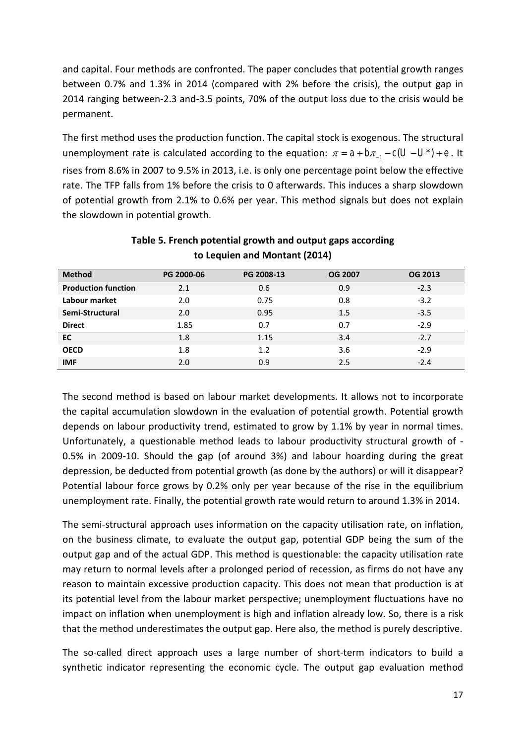and capital. Four methods are confronted. The paper concludes that potential growth ranges between 0.7% and 1.3% in 2014 (compared with 2% before the crisis), the output gap in 2014 ranging between-2.3 and-3.5 points, 70% of the output loss due to the crisis would be permanent.

The first method uses the production function. The capital stock is exogenous. The structural unemployment rate is calculated according to the equation: $\pi = a + b\pi_{-1} - c(U - U^*) + e$. It rises from 8.6% in 2007 to 9.5% in 2013, i.e. is only one percentage point below the effective rate. The TFP falls from 1% before the crisis to 0 afterwards. This induces a sharp slowdown of potential growth from 2.1% to 0.6% per year. This method signals but does not explain the slowdown in potential growth.

**Table 5. French potential growth and output gaps according to Lequien and Montant (2014)**

| Method | PG 2000-06 | PG 2008-13 | OG 2007 | OG 2013 |
|---|---|---|---|---|
| **Production function** | 2.1 | 0.6 | 0.9 | -2.3 |
| **Labour market** | 2.0 | 0.75 | 0.8 | -3.2 |
| **Semi-Structural** | 2.0 | 0.95 | 1.5 | -3.5 |
| **Direct** | 1.85 | 0.7 | 0.7 | -2.9 |
| **EC** | 1.8 | 1.15 | 3.4 | -2.7 |
| **OECD** | 1.8 | 1.2 | 3.6 | -2.9 |
| **IMF** | 2.0 | 0.9 | 2.5 | -2.4 |

The second method is based on labour market developments. It allows not to incorporate the capital accumulation slowdown in the evaluation of potential growth. Potential growth depends on labour productivity trend, estimated to grow by 1.1% by year in normal times. Unfortunately, a questionable method leads to labour productivity structural growth of -0.5% in 2009-10. Should the gap (of around 3%) and labour hoarding during the great depression, be deducted from potential growth (as done by the authors) or will it disappear? Potential labour force grows by 0.2% only per year because of the rise in the equilibrium unemployment rate. Finally, the potential growth rate would return to around 1.3% in 2014.

The semi-structural approach uses information on the capacity utilisation rate, on inflation, on the business climate, to evaluate the output gap, potential GDP being the sum of the output gap and of the actual GDP. This method is questionable: the capacity utilisation rate may return to normal levels after a prolonged period of recession, as firms do not have any reason to maintain excessive production capacity. This does not mean that production is at its potential level from the labour market perspective; unemployment fluctuations have no impact on inflation when unemployment is high and inflation already low. So, there is a risk that the method underestimates the output gap. Here also, the method is purely descriptive.

The so-called direct approach uses a large number of short-term indicators to build a synthetic indicator representing the economic cycle. The output gap evaluation method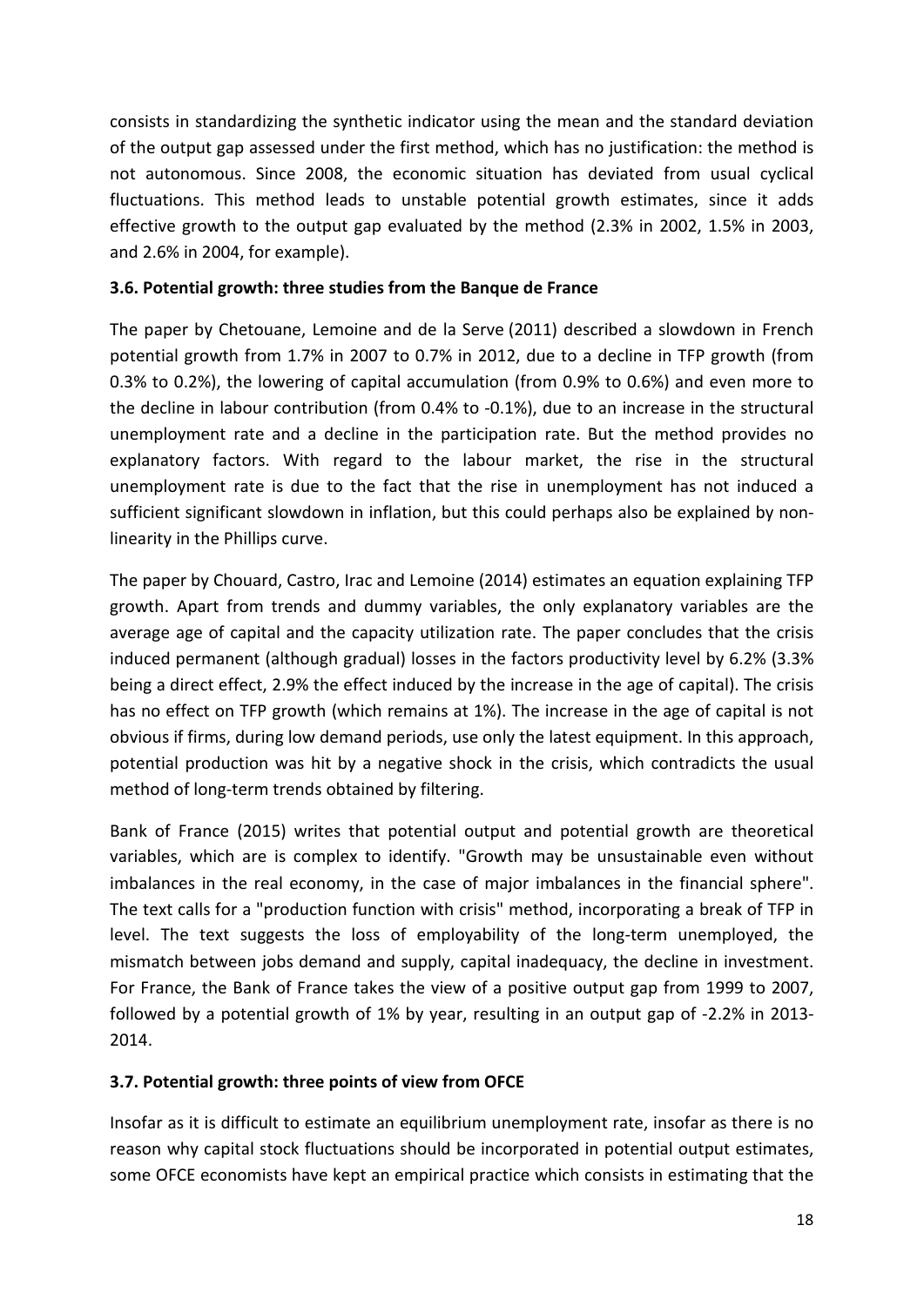consists in standardizing the synthetic indicator using the mean and the standard deviation of the output gap assessed under the first method, which has no justification: the method is not autonomous. Since 2008, the economic situation has deviated from usual cyclical fluctuations. This method leads to unstable potential growth estimates, since it adds effective growth to the output gap evaluated by the method (2.3% in 2002, 1.5% in 2003, and 2.6% in 2004, for example).

### 3.6. Potential growth: three studies from the Banque de France

The paper by Chetouane, Lemoine and de la Serve (2011) described a slowdown in French potential growth from 1.7% in 2007 to 0.7% in 2012, due to a decline in TFP growth (from 0.3% to 0.2%), the lowering of capital accumulation (from 0.9% to 0.6%) and even more to the decline in labour contribution (from 0.4% to -0.1%), due to an increase in the structural unemployment rate and a decline in the participation rate. But the method provides no explanatory factors. With regard to the labour market, the rise in the structural unemployment rate is due to the fact that the rise in unemployment has not induced a sufficient significant slowdown in inflation, but this could perhaps also be explained by non-linearity in the Phillips curve.

The paper by Chouard, Castro, Irac and Lemoine (2014) estimates an equation explaining TFP growth. Apart from trends and dummy variables, the only explanatory variables are the average age of capital and the capacity utilization rate. The paper concludes that the crisis induced permanent (although gradual) losses in the factors productivity level by 6.2% (3.3% being a direct effect, 2.9% the effect induced by the increase in the age of capital). The crisis has no effect on TFP growth (which remains at 1%). The increase in the age of capital is not obvious if firms, during low demand periods, use only the latest equipment. In this approach, potential production was hit by a negative shock in the crisis, which contradicts the usual method of long-term trends obtained by filtering.

Bank of France (2015) writes that potential output and potential growth are theoretical variables, which are is complex to identify. "Growth may be unsustainable even without imbalances in the real economy, in the case of major imbalances in the financial sphere". The text calls for a "production function with crisis" method, incorporating a break of TFP in level. The text suggests the loss of employability of the long-term unemployed, the mismatch between jobs demand and supply, capital inadequacy, the decline in investment. For France, the Bank of France takes the view of a positive output gap from 1999 to 2007, followed by a potential growth of 1% by year, resulting in an output gap of -2.2% in 2013-2014.

### 3.7. Potential growth: three points of view from OFCE

Insofar as it is difficult to estimate an equilibrium unemployment rate, insofar as there is no reason why capital stock fluctuations should be incorporated in potential output estimates, some OFCE economists have kept an empirical practice which consists in estimating that the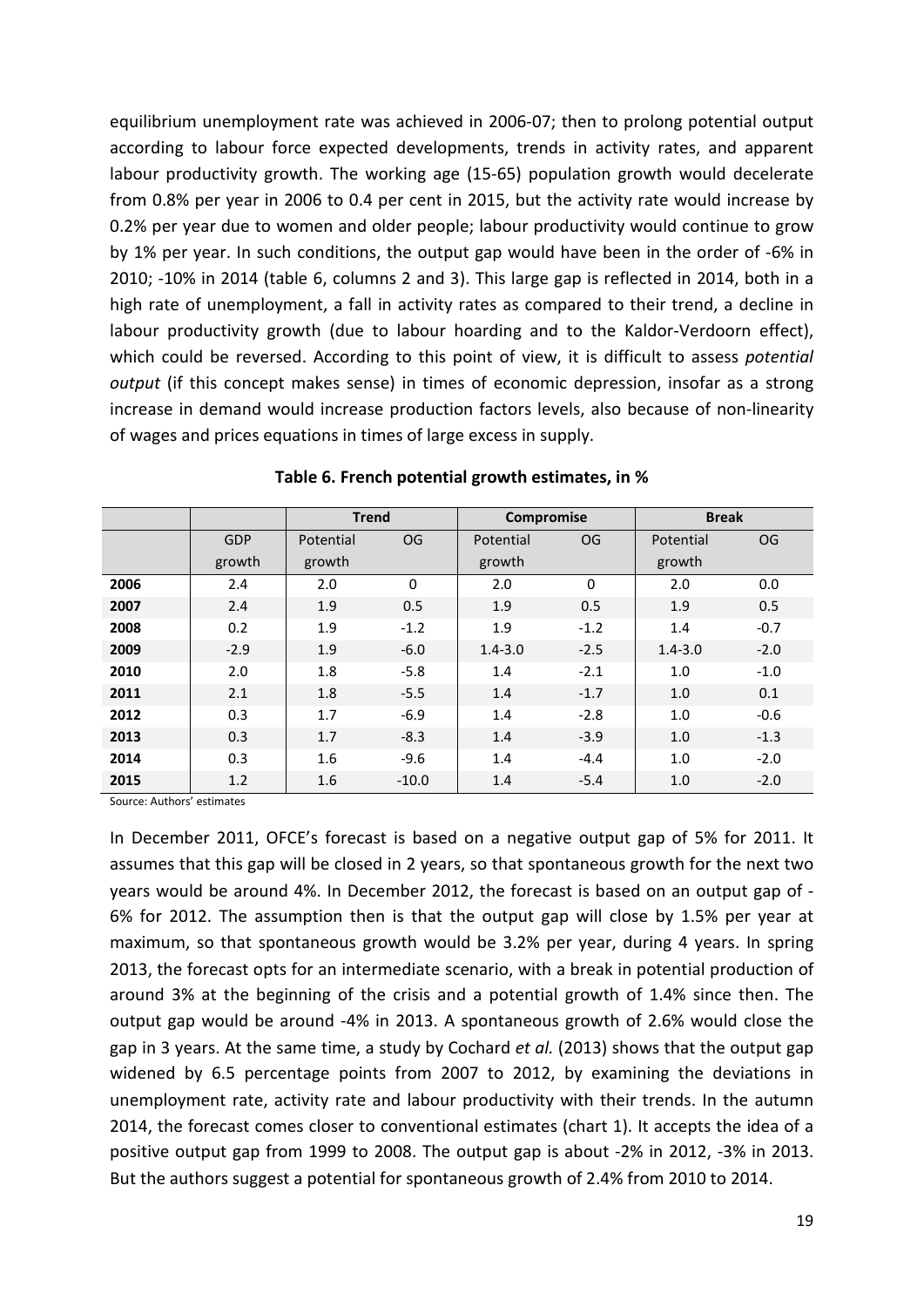equilibrium unemployment rate was achieved in 2006-07; then to prolong potential output according to labour force expected developments, trends in activity rates, and apparent labour productivity growth. The working age (15-65) population growth would decelerate from 0.8% per year in 2006 to 0.4 per cent in 2015, but the activity rate would increase by 0.2% per year due to women and older people; labour productivity would continue to grow by 1% per year. In such conditions, the output gap would have been in the order of -6% in 2010; -10% in 2014 (table 6, columns 2 and 3). This large gap is reflected in 2014, both in a high rate of unemployment, a fall in activity rates as compared to their trend, a decline in labour productivity growth (due to labour hoarding and to the Kaldor-Verdoorn effect), which could be reversed. According to this point of view, it is difficult to assess *potential output* (if this concept makes sense) in times of economic depression, insofar as a strong increase in demand would increase production factors levels, also because of non-linearity of wages and prices equations in times of large excess in supply.

**Table 6. French potential growth estimates, in %**

| | | Trend | | Compromise | | Break | |
|---|---|---|---|---|---|---|---|
| | GDP growth | Potential growth | OG | Potential growth | OG | Potential growth | OG |
| **2006** | 2.4 | 2.0 | 0 | 2.0 | 0 | 2.0 | 0.0 |
| **2007** | 2.4 | 1.9 | 0.5 | 1.9 | 0.5 | 1.9 | 0.5 |
| **2008** | 0.2 | 1.9 | -1.2 | 1.9 | -1.2 | 1.4 | -0.7 |
| **2009** | -2.9 | 1.9 | -6.0 | 1.4-3.0 | -2.5 | 1.4-3.0 | -2.0 |
| **2010** | 2.0 | 1.8 | -5.8 | 1.4 | -2.1 | 1.0 | -1.0 |
| **2011** | 2.1 | 1.8 | -5.5 | 1.4 | -1.7 | 1.0 | 0.1 |
| **2012** | 0.3 | 1.7 | -6.9 | 1.4 | -2.8 | 1.0 | -0.6 |
| **2013** | 0.3 | 1.7 | -8.3 | 1.4 | -3.9 | 1.0 | -1.3 |
| **2014** | 0.3 | 1.6 | -9.6 | 1.4 | -4.4 | 1.0 | -2.0 |
| **2015** | 1.2 | 1.6 | -10.0 | 1.4 | -5.4 | 1.0 | -2.0 |

Source: Authors' estimates

In December 2011, OFCE's forecast is based on a negative output gap of 5% for 2011. It assumes that this gap will be closed in 2 years, so that spontaneous growth for the next two years would be around 4%. In December 2012, the forecast is based on an output gap of -6% for 2012. The assumption then is that the output gap will close by 1.5% per year at maximum, so that spontaneous growth would be 3.2% per year, during 4 years. In spring 2013, the forecast opts for an intermediate scenario, with a break in potential production of around 3% at the beginning of the crisis and a potential growth of 1.4% since then. The output gap would be around -4% in 2013. A spontaneous growth of 2.6% would close the gap in 3 years. At the same time, a study by Cochard *et al.* (2013) shows that the output gap widened by 6.5 percentage points from 2007 to 2012, by examining the deviations in unemployment rate, activity rate and labour productivity with their trends. In the autumn 2014, the forecast comes closer to conventional estimates (chart 1). It accepts the idea of a positive output gap from 1999 to 2008. The output gap is about -2% in 2012, -3% in 2013. But the authors suggest a potential for spontaneous growth of 2.4% from 2010 to 2014.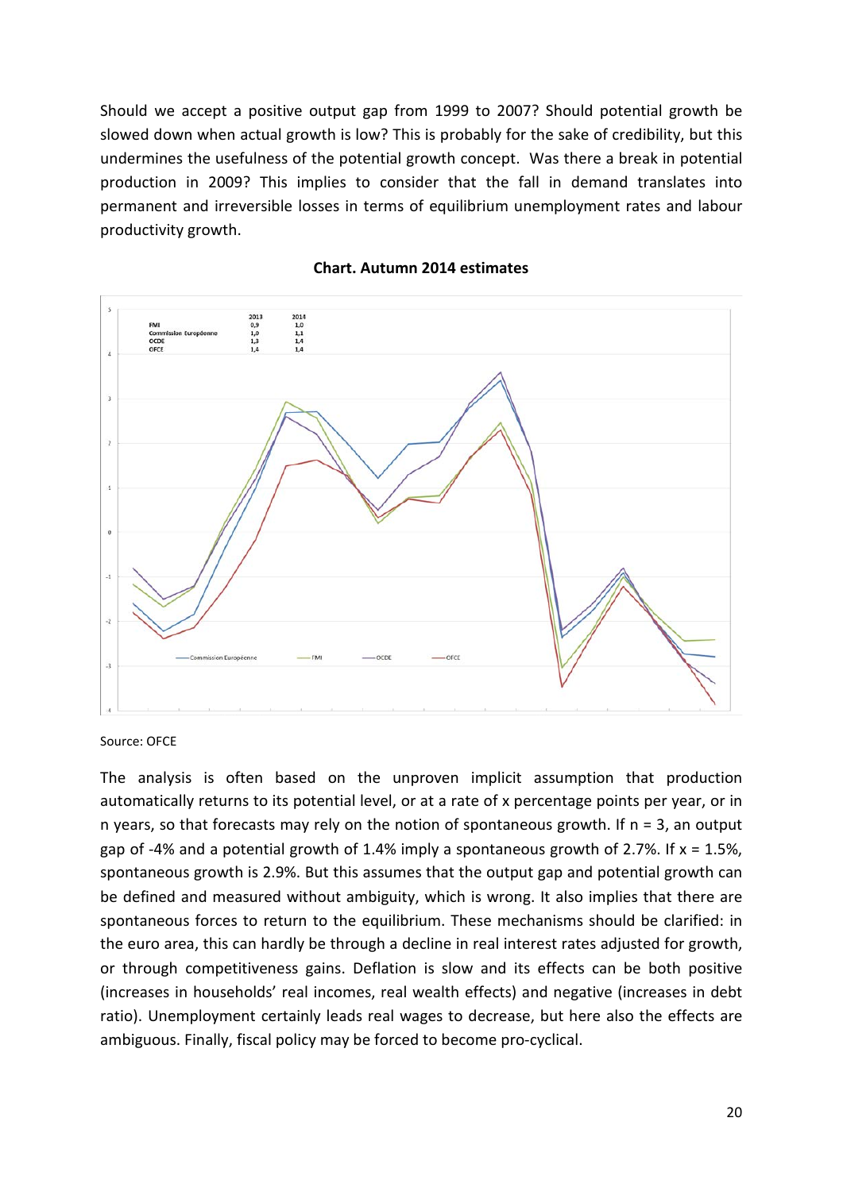Should we accept a positive output gap from 1999 to 2007? Should potential growth be slowed down when actual growth is low? This is probably for the sake of credibility, but this undermines the usefulness of the potential growth concept. Was there a break in potential production in 2009? This implies to consider that the fall in demand translates into permanent and irreversible losses in terms of equilibrium unemployment rates and labour productivity growth.

**Chart. Autumn 2014 estimates**

| | 2013 | 2014 |
|---|---|---|
| FMI | 0,9 | 1,0 |
| Commission Européenne | 1,0 | 1,1 |
| OCDE | 1,3 | 1,4 |
| OFCE | 1,4 | 1,4 |

Source: OFCE

The analysis is often based on the unproven implicit assumption that production automatically returns to its potential level, or at a rate of x percentage points per year, or in n years, so that forecasts may rely on the notion of spontaneous growth. If n = 3, an output gap of -4% and a potential growth of 1.4% imply a spontaneous growth of 2.7%. If x = 1.5%, spontaneous growth is 2.9%. But this assumes that the output gap and potential growth can be defined and measured without ambiguity, which is wrong. It also implies that there are spontaneous forces to return to the equilibrium. These mechanisms should be clarified: in the euro area, this can hardly be through a decline in real interest rates adjusted for growth, or through competitiveness gains. Deflation is slow and its effects can be both positive (increases in households' real incomes, real wealth effects) and negative (increases in debt ratio). Unemployment certainly leads real wages to decrease, but here also the effects are ambiguous. Finally, fiscal policy may be forced to become pro-cyclical.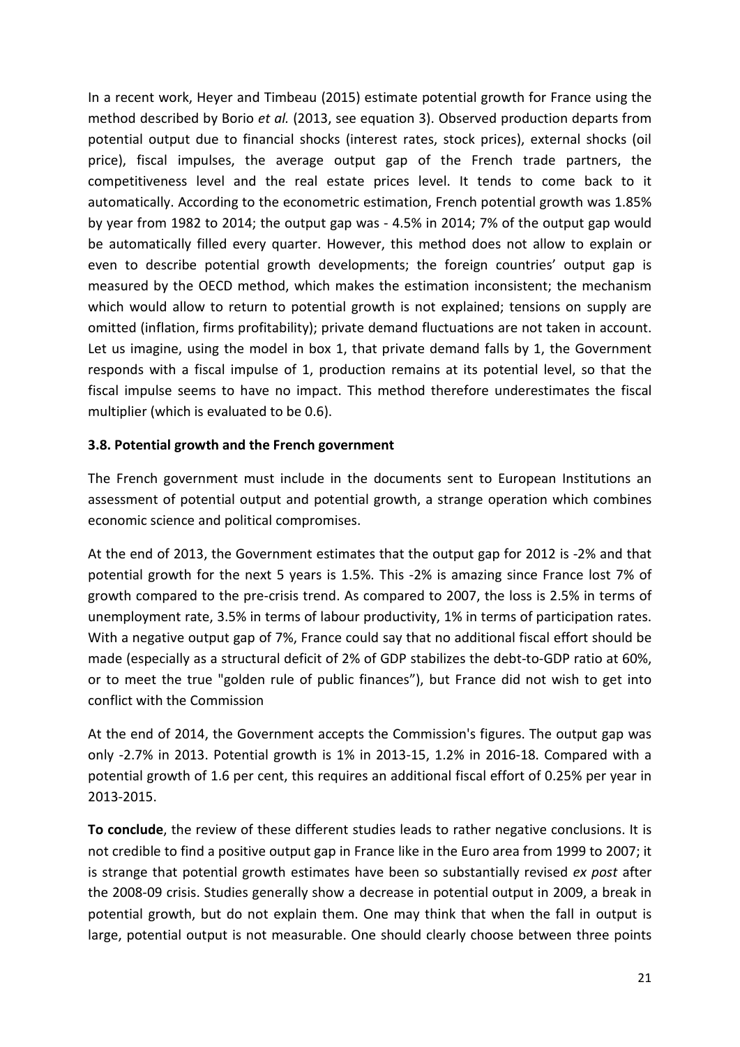In a recent work, Heyer and Timbeau (2015) estimate potential growth for France using the method described by Borio *et al.* (2013, see equation 3). Observed production departs from potential output due to financial shocks (interest rates, stock prices), external shocks (oil price), fiscal impulses, the average output gap of the French trade partners, the competitiveness level and the real estate prices level. It tends to come back to it automatically. According to the econometric estimation, French potential growth was 1.85% by year from 1982 to 2014; the output gap was - 4.5% in 2014; 7% of the output gap would be automatically filled every quarter. However, this method does not allow to explain or even to describe potential growth developments; the foreign countries' output gap is measured by the OECD method, which makes the estimation inconsistent; the mechanism which would allow to return to potential growth is not explained; tensions on supply are omitted (inflation, firms profitability); private demand fluctuations are not taken in account. Let us imagine, using the model in box 1, that private demand falls by 1, the Government responds with a fiscal impulse of 1, production remains at its potential level, so that the fiscal impulse seems to have no impact. This method therefore underestimates the fiscal multiplier (which is evaluated to be 0.6).

### 3.8. Potential growth and the French government

The French government must include in the documents sent to European Institutions an assessment of potential output and potential growth, a strange operation which combines economic science and political compromises.

At the end of 2013, the Government estimates that the output gap for 2012 is -2% and that potential growth for the next 5 years is 1.5%. This -2% is amazing since France lost 7% of growth compared to the pre-crisis trend. As compared to 2007, the loss is 2.5% in terms of unemployment rate, 3.5% in terms of labour productivity, 1% in terms of participation rates. With a negative output gap of 7%, France could say that no additional fiscal effort should be made (especially as a structural deficit of 2% of GDP stabilizes the debt-to-GDP ratio at 60%, or to meet the true "golden rule of public finances"), but France did not wish to get into conflict with the Commission

At the end of 2014, the Government accepts the Commission's figures. The output gap was only -2.7% in 2013. Potential growth is 1% in 2013-15, 1.2% in 2016-18. Compared with a potential growth of 1.6 per cent, this requires an additional fiscal effort of 0.25% per year in 2013-2015.

**To conclude**, the review of these different studies leads to rather negative conclusions. It is not credible to find a positive output gap in France like in the Euro area from 1999 to 2007; it is strange that potential growth estimates have been so substantially revised *ex post* after the 2008-09 crisis. Studies generally show a decrease in potential output in 2009, a break in potential growth, but do not explain them. One may think that when the fall in output is large, potential output is not measurable. One should clearly choose between three points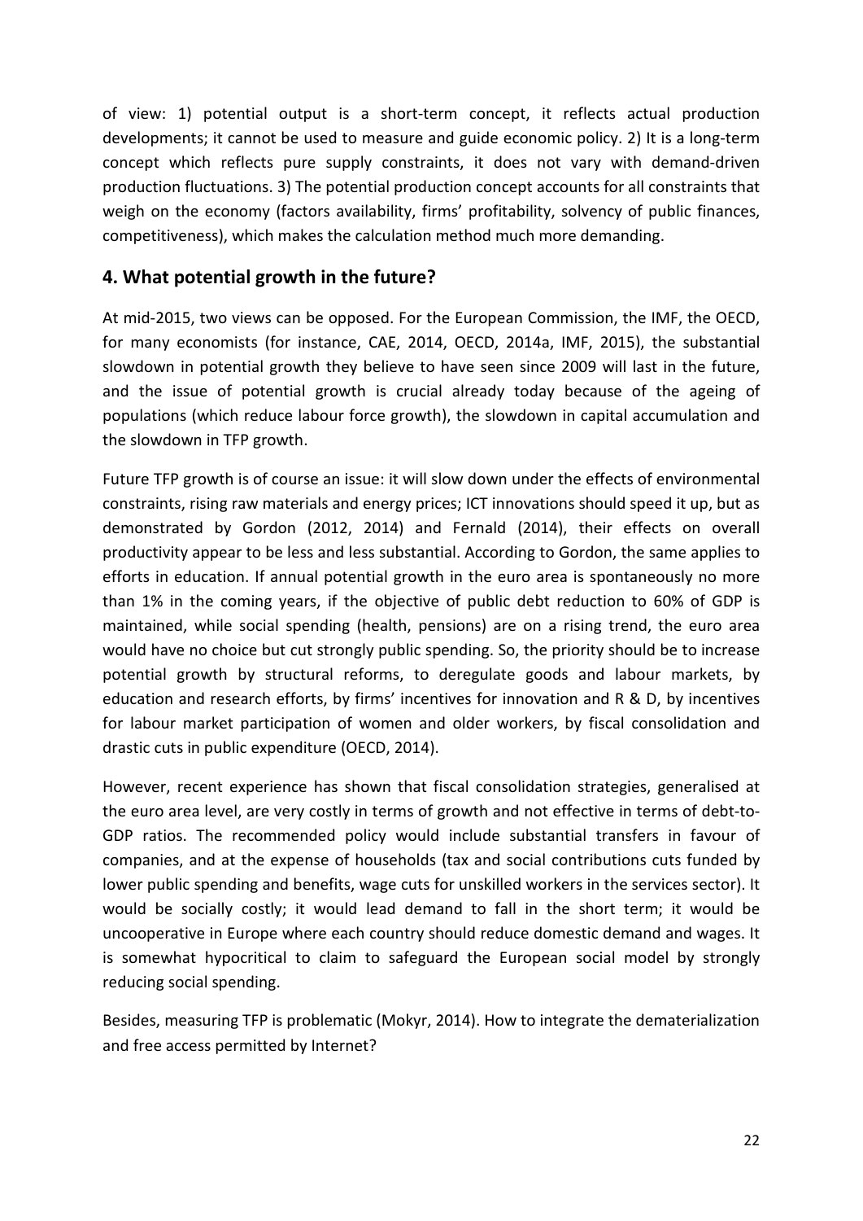of view: 1) potential output is a short-term concept, it reflects actual production developments; it cannot be used to measure and guide economic policy. 2) It is a long-term concept which reflects pure supply constraints, it does not vary with demand-driven production fluctuations. 3) The potential production concept accounts for all constraints that weigh on the economy (factors availability, firms' profitability, solvency of public finances, competitiveness), which makes the calculation method much more demanding.

## 4. What potential growth in the future?

At mid-2015, two views can be opposed. For the European Commission, the IMF, the OECD, for many economists (for instance, CAE, 2014, OECD, 2014a, IMF, 2015), the substantial slowdown in potential growth they believe to have seen since 2009 will last in the future, and the issue of potential growth is crucial already today because of the ageing of populations (which reduce labour force growth), the slowdown in capital accumulation and the slowdown in TFP growth.

Future TFP growth is of course an issue: it will slow down under the effects of environmental constraints, rising raw materials and energy prices; ICT innovations should speed it up, but as demonstrated by Gordon (2012, 2014) and Fernald (2014), their effects on overall productivity appear to be less and less substantial. According to Gordon, the same applies to efforts in education. If annual potential growth in the euro area is spontaneously no more than 1% in the coming years, if the objective of public debt reduction to 60% of GDP is maintained, while social spending (health, pensions) are on a rising trend, the euro area would have no choice but cut strongly public spending. So, the priority should be to increase potential growth by structural reforms, to deregulate goods and labour markets, by education and research efforts, by firms' incentives for innovation and R & D, by incentives for labour market participation of women and older workers, by fiscal consolidation and drastic cuts in public expenditure (OECD, 2014).

However, recent experience has shown that fiscal consolidation strategies, generalised at the euro area level, are very costly in terms of growth and not effective in terms of debt-to-GDP ratios. The recommended policy would include substantial transfers in favour of companies, and at the expense of households (tax and social contributions cuts funded by lower public spending and benefits, wage cuts for unskilled workers in the services sector). It would be socially costly; it would lead demand to fall in the short term; it would be uncooperative in Europe where each country should reduce domestic demand and wages. It is somewhat hypocritical to claim to safeguard the European social model by strongly reducing social spending.

Besides, measuring TFP is problematic (Mokyr, 2014). How to integrate the dematerialization and free access permitted by Internet?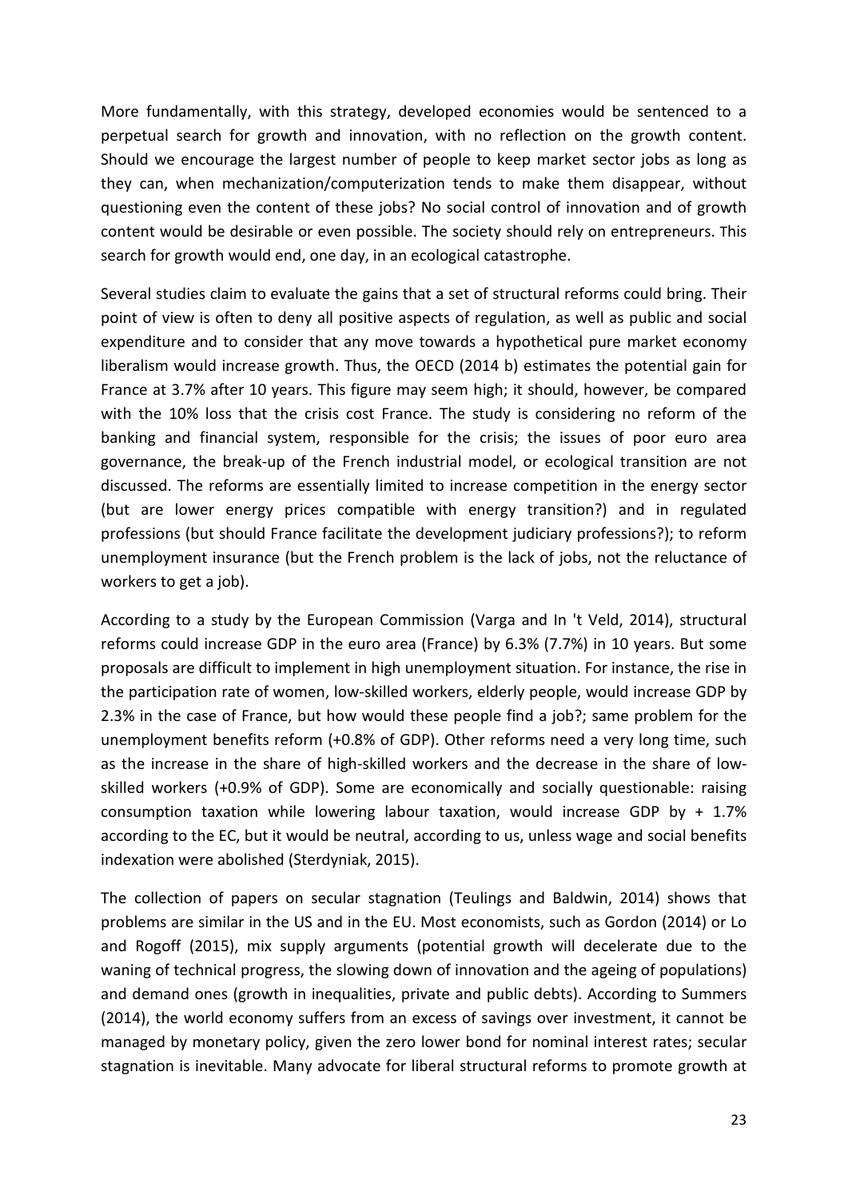More fundamentally, with this strategy, developed economies would be sentenced to a perpetual search for growth and innovation, with no reflection on the growth content. Should we encourage the largest number of people to keep market sector jobs as long as they can, when mechanization/computerization tends to make them disappear, without questioning even the content of these jobs? No social control of innovation and of growth content would be desirable or even possible. The society should rely on entrepreneurs. This search for growth would end, one day, in an ecological catastrophe.

Several studies claim to evaluate the gains that a set of structural reforms could bring. Their point of view is often to deny all positive aspects of regulation, as well as public and social expenditure and to consider that any move towards a hypothetical pure market economy liberalism would increase growth. Thus, the OECD (2014 b) estimates the potential gain for France at 3.7% after 10 years. This figure may seem high; it should, however, be compared with the 10% loss that the crisis cost France. The study is considering no reform of the banking and financial system, responsible for the crisis; the issues of poor euro area governance, the break-up of the French industrial model, or ecological transition are not discussed. The reforms are essentially limited to increase competition in the energy sector (but are lower energy prices compatible with energy transition?) and in regulated professions (but should France facilitate the development judiciary professions?); to reform unemployment insurance (but the French problem is the lack of jobs, not the reluctance of workers to get a job).

According to a study by the European Commission (Varga and In 't Veld, 2014), structural reforms could increase GDP in the euro area (France) by 6.3% (7.7%) in 10 years. But some proposals are difficult to implement in high unemployment situation. For instance, the rise in the participation rate of women, low-skilled workers, elderly people, would increase GDP by 2.3% in the case of France, but how would these people find a job?; same problem for the unemployment benefits reform (+0.8% of GDP). Other reforms need a very long time, such as the increase in the share of high-skilled workers and the decrease in the share of low-skilled workers (+0.9% of GDP). Some are economically and socially questionable: raising consumption taxation while lowering labour taxation, would increase GDP by + 1.7% according to the EC, but it would be neutral, according to us, unless wage and social benefits indexation were abolished (Sterdyniak, 2015).

The collection of papers on secular stagnation (Teulings and Baldwin, 2014) shows that problems are similar in the US and in the EU. Most economists, such as Gordon (2014) or Lo and Rogoff (2015), mix supply arguments (potential growth will decelerate due to the waning of technical progress, the slowing down of innovation and the ageing of populations) and demand ones (growth in inequalities, private and public debts). According to Summers (2014), the world economy suffers from an excess of savings over investment, it cannot be managed by monetary policy, given the zero lower bond for nominal interest rates; secular stagnation is inevitable. Many advocate for liberal structural reforms to promote growth at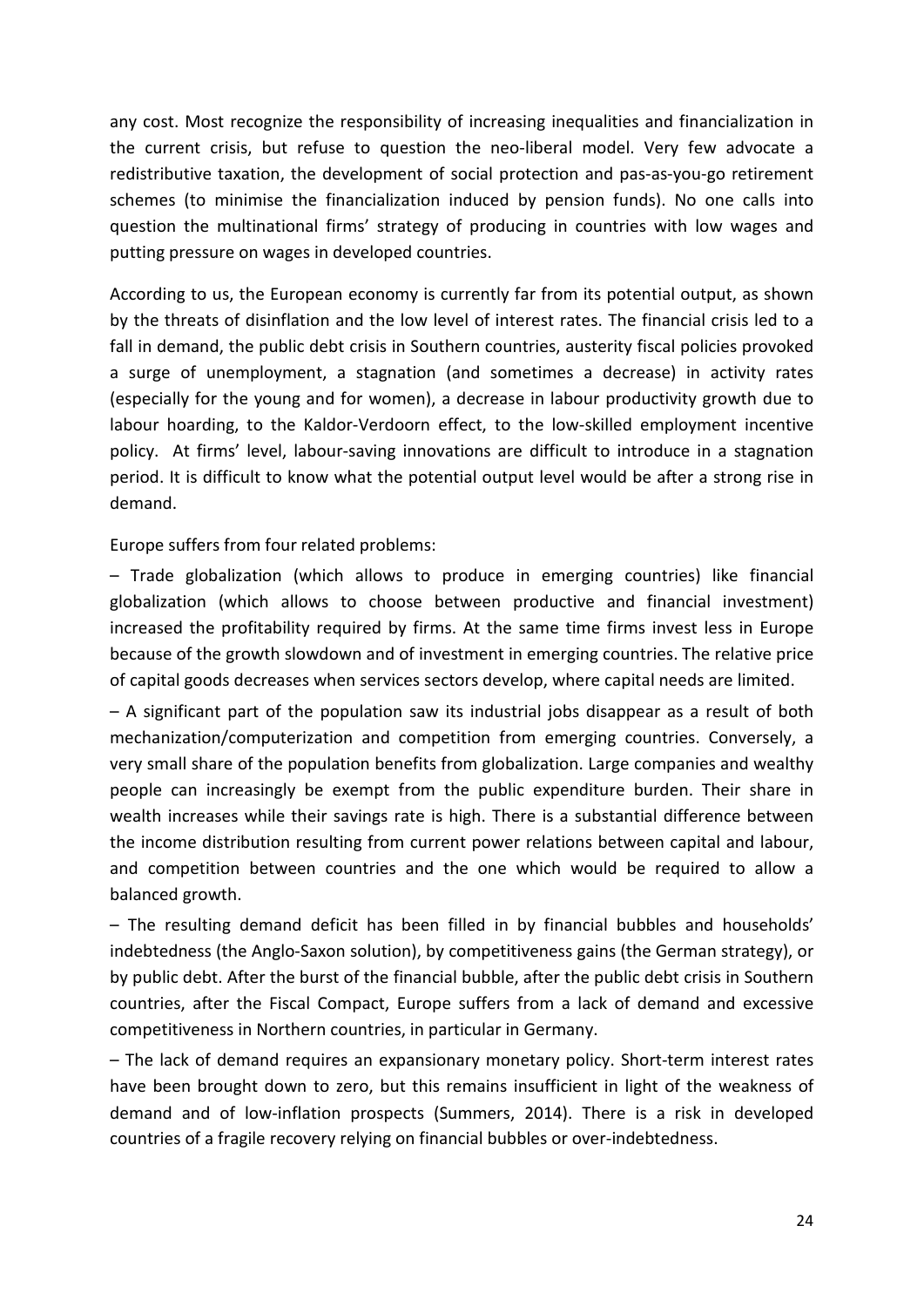any cost. Most recognize the responsibility of increasing inequalities and financialization in the current crisis, but refuse to question the neo-liberal model. Very few advocate a redistributive taxation, the development of social protection and pas-as-you-go retirement schemes (to minimise the financialization induced by pension funds). No one calls into question the multinational firms' strategy of producing in countries with low wages and putting pressure on wages in developed countries.

According to us, the European economy is currently far from its potential output, as shown by the threats of disinflation and the low level of interest rates. The financial crisis led to a fall in demand, the public debt crisis in Southern countries, austerity fiscal policies provoked a surge of unemployment, a stagnation (and sometimes a decrease) in activity rates (especially for the young and for women), a decrease in labour productivity growth due to labour hoarding, to the Kaldor-Verdoorn effect, to the low-skilled employment incentive policy. At firms' level, labour-saving innovations are difficult to introduce in a stagnation period. It is difficult to know what the potential output level would be after a strong rise in demand.

Europe suffers from four related problems:

– Trade globalization (which allows to produce in emerging countries) like financial globalization (which allows to choose between productive and financial investment) increased the profitability required by firms. At the same time firms invest less in Europe because of the growth slowdown and of investment in emerging countries. The relative price of capital goods decreases when services sectors develop, where capital needs are limited.

– A significant part of the population saw its industrial jobs disappear as a result of both mechanization/computerization and competition from emerging countries. Conversely, a very small share of the population benefits from globalization. Large companies and wealthy people can increasingly be exempt from the public expenditure burden. Their share in wealth increases while their savings rate is high. There is a substantial difference between the income distribution resulting from current power relations between capital and labour, and competition between countries and the one which would be required to allow a balanced growth.

– The resulting demand deficit has been filled in by financial bubbles and households' indebtedness (the Anglo-Saxon solution), by competitiveness gains (the German strategy), or by public debt. After the burst of the financial bubble, after the public debt crisis in Southern countries, after the Fiscal Compact, Europe suffers from a lack of demand and excessive competitiveness in Northern countries, in particular in Germany.

– The lack of demand requires an expansionary monetary policy. Short-term interest rates have been brought down to zero, but this remains insufficient in light of the weakness of demand and of low-inflation prospects (Summers, 2014). There is a risk in developed countries of a fragile recovery relying on financial bubbles or over-indebtedness.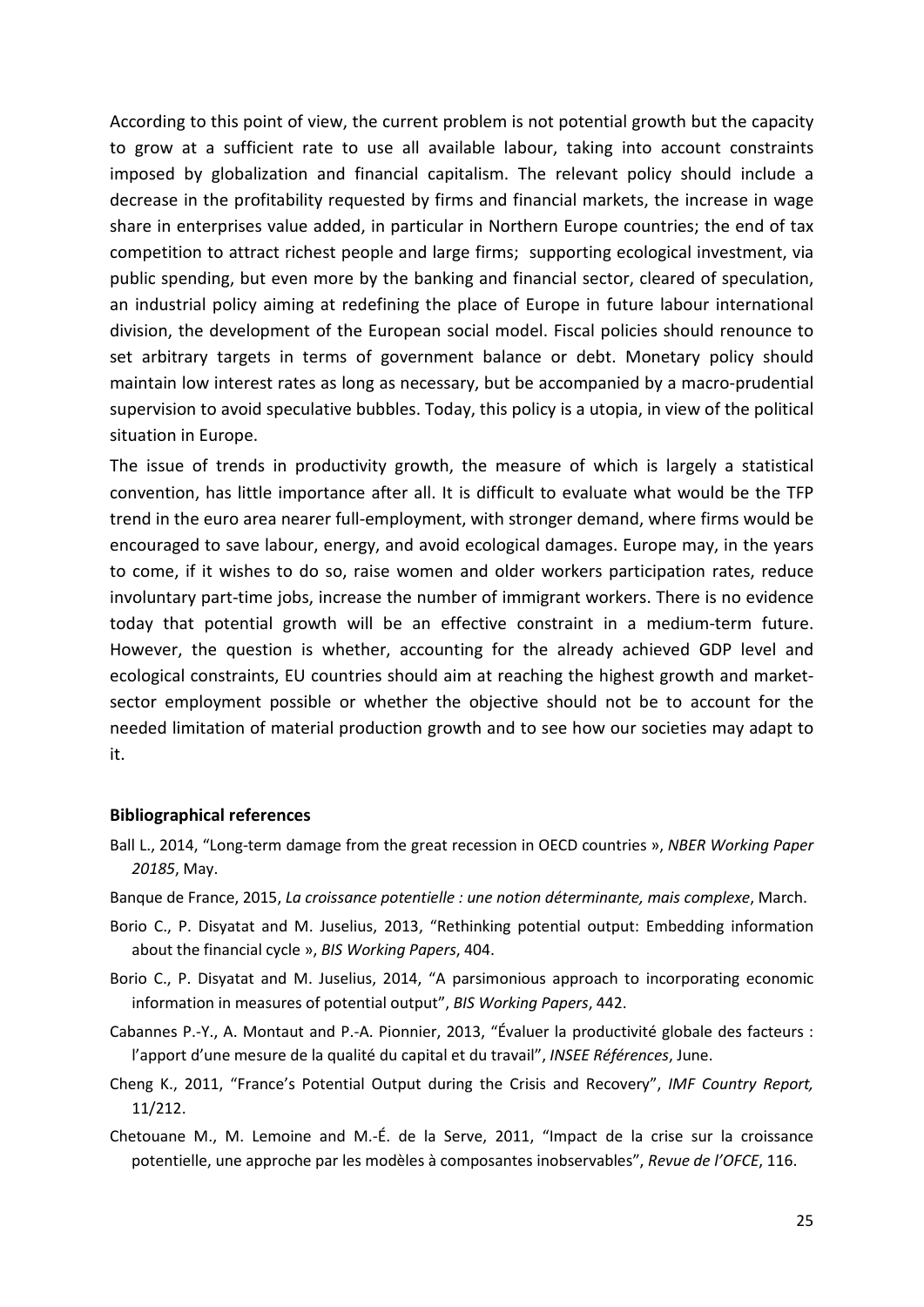According to this point of view, the current problem is not potential growth but the capacity to grow at a sufficient rate to use all available labour, taking into account constraints imposed by globalization and financial capitalism. The relevant policy should include a decrease in the profitability requested by firms and financial markets, the increase in wage share in enterprises value added, in particular in Northern Europe countries; the end of tax competition to attract richest people and large firms; supporting ecological investment, via public spending, but even more by the banking and financial sector, cleared of speculation, an industrial policy aiming at redefining the place of Europe in future labour international division, the development of the European social model. Fiscal policies should renounce to set arbitrary targets in terms of government balance or debt. Monetary policy should maintain low interest rates as long as necessary, but be accompanied by a macro-prudential supervision to avoid speculative bubbles. Today, this policy is a utopia, in view of the political situation in Europe.

The issue of trends in productivity growth, the measure of which is largely a statistical convention, has little importance after all. It is difficult to evaluate what would be the TFP trend in the euro area nearer full-employment, with stronger demand, where firms would be encouraged to save labour, energy, and avoid ecological damages. Europe may, in the years to come, if it wishes to do so, raise women and older workers participation rates, reduce involuntary part-time jobs, increase the number of immigrant workers. There is no evidence today that potential growth will be an effective constraint in a medium-term future. However, the question is whether, accounting for the already achieved GDP level and ecological constraints, EU countries should aim at reaching the highest growth and market-sector employment possible or whether the objective should not be to account for the needed limitation of material production growth and to see how our societies may adapt to it.

**Bibliographical references**

Ball L., 2014, "Long-term damage from the great recession in OECD countries », *NBER Working Paper 20185*, May.

Banque de France, 2015, *La croissance potentielle : une notion déterminante, mais complexe*, March.

Borio C., P. Disyatat and M. Juselius, 2013, "Rethinking potential output: Embedding information about the financial cycle », *BIS Working Papers*, 404.

Borio C., P. Disyatat and M. Juselius, 2014, "A parsimonious approach to incorporating economic information in measures of potential output", *BIS Working Papers*, 442.

Cabannes P.-Y., A. Montaut and P.-A. Pionnier, 2013, "Évaluer la productivité globale des facteurs : l'apport d'une mesure de la qualité du capital et du travail", *INSEE Références*, June.

Cheng K., 2011, "France's Potential Output during the Crisis and Recovery", *IMF Country Report,* 11/212.

Chetouane M., M. Lemoine and M.-É. de la Serve, 2011, "Impact de la crise sur la croissance potentielle, une approche par les modèles à composantes inobservables", *Revue de l'OFCE*, 116.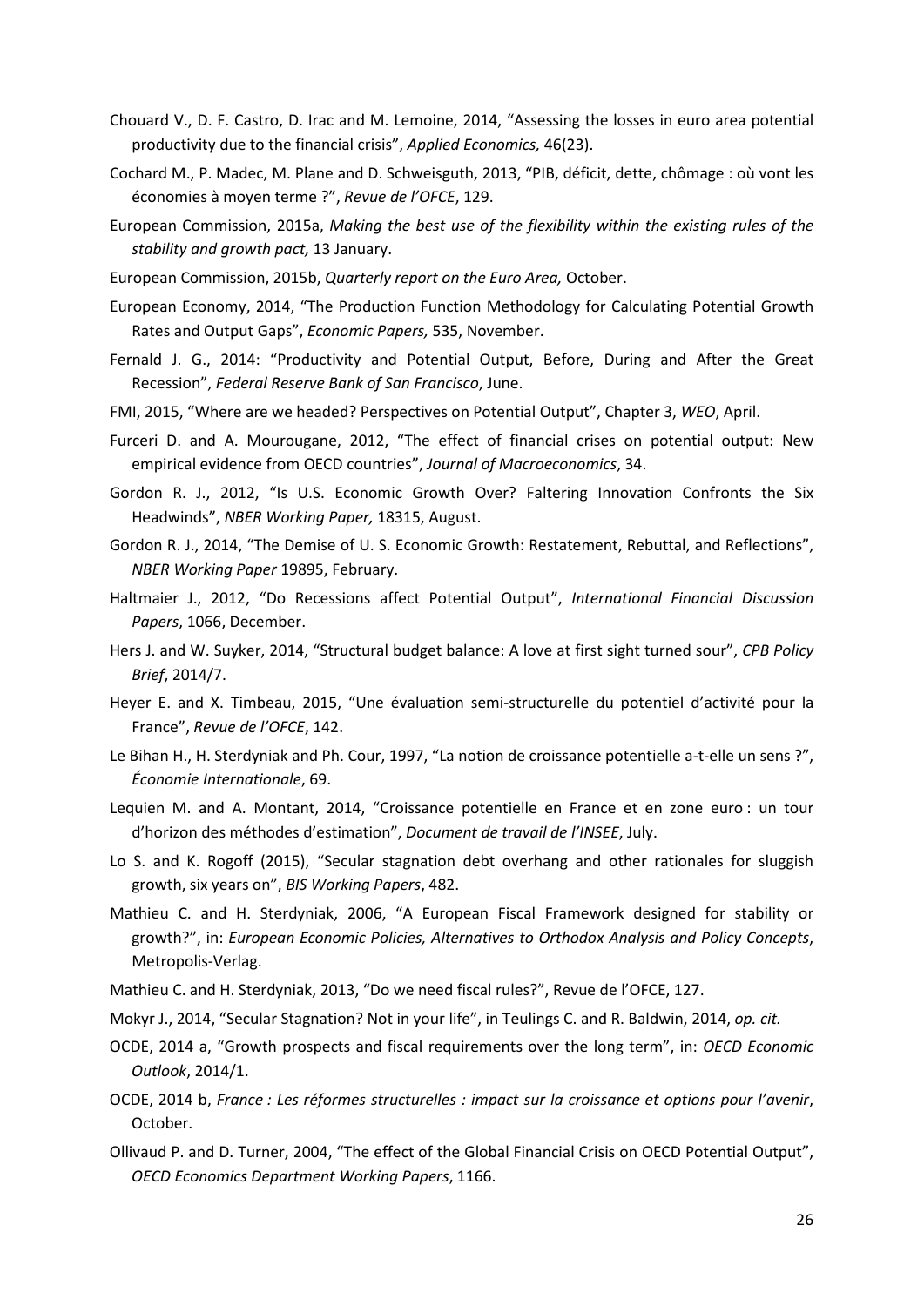Chouard V., D. F. Castro, D. Irac and M. Lemoine, 2014, “Assessing the losses in euro area potential productivity due to the financial crisis”, *Applied Economics,* 46(23).

Cochard M., P. Madec, M. Plane and D. Schweisguth, 2013, “PIB, déficit, dette, chômage : où vont les économies à moyen terme ?”, *Revue de l’OFCE*, 129.

European Commission, 2015a, *Making the best use of the flexibility within the existing rules of the stability and growth pact,* 13 January.

European Commission, 2015b, *Quarterly report on the Euro Area,* October.

European Economy, 2014, “The Production Function Methodology for Calculating Potential Growth Rates and Output Gaps”, *Economic Papers,* 535, November.

Fernald J. G., 2014: “Productivity and Potential Output, Before, During and After the Great Recession”, *Federal Reserve Bank of San Francisco*, June.

FMI, 2015, “Where are we headed? Perspectives on Potential Output”, Chapter 3, *WEO*, April.

Furceri D. and A. Mourougane, 2012, “The effect of financial crises on potential output: New empirical evidence from OECD countries”, *Journal of Macroeconomics*, 34.

Gordon R. J., 2012, “Is U.S. Economic Growth Over? Faltering Innovation Confronts the Six Headwinds”, *NBER Working Paper,* 18315, August.

Gordon R. J., 2014, “The Demise of U. S. Economic Growth: Restatement, Rebuttal, and Reflections”, *NBER Working Paper* 19895, February.

Haltmaier J., 2012, “Do Recessions affect Potential Output”, *International Financial Discussion Papers*, 1066, December.

Hers J. and W. Suyker, 2014, “Structural budget balance: A love at first sight turned sour”, *CPB Policy Brief*, 2014/7.

Heyer E. and X. Timbeau, 2015, “Une évaluation semi-structurelle du potentiel d’activité pour la France”, *Revue de l’OFCE*, 142.

Le Bihan H., H. Sterdyniak and Ph. Cour, 1997, “La notion de croissance potentielle a-t-elle un sens ?”, *Économie Internationale*, 69.

Lequien M. and A. Montant, 2014, “Croissance potentielle en France et en zone euro : un tour d’horizon des méthodes d’estimation”, *Document de travail de l’INSEE*, July.

Lo S. and K. Rogoff (2015), “Secular stagnation debt overhang and other rationales for sluggish growth, six years on”, *BIS Working Papers*, 482.

Mathieu C. and H. Sterdyniak, 2006, “A European Fiscal Framework designed for stability or growth?”, in: *European Economic Policies, Alternatives to Orthodox Analysis and Policy Concepts*, Metropolis-Verlag.

Mathieu C. and H. Sterdyniak, 2013, “Do we need fiscal rules?”, Revue de l’OFCE, 127.

Mokyr J., 2014, “Secular Stagnation? Not in your life”, in Teulings C. and R. Baldwin, 2014, *op. cit.*

OCDE, 2014 a, “Growth prospects and fiscal requirements over the long term”, in: *OECD Economic Outlook*, 2014/1.

OCDE, 2014 b, *France : Les réformes structurelles : impact sur la croissance et options pour l’avenir*, October.

Ollivaud P. and D. Turner, 2004, “The effect of the Global Financial Crisis on OECD Potential Output”, *OECD Economics Department Working Papers*, 1166.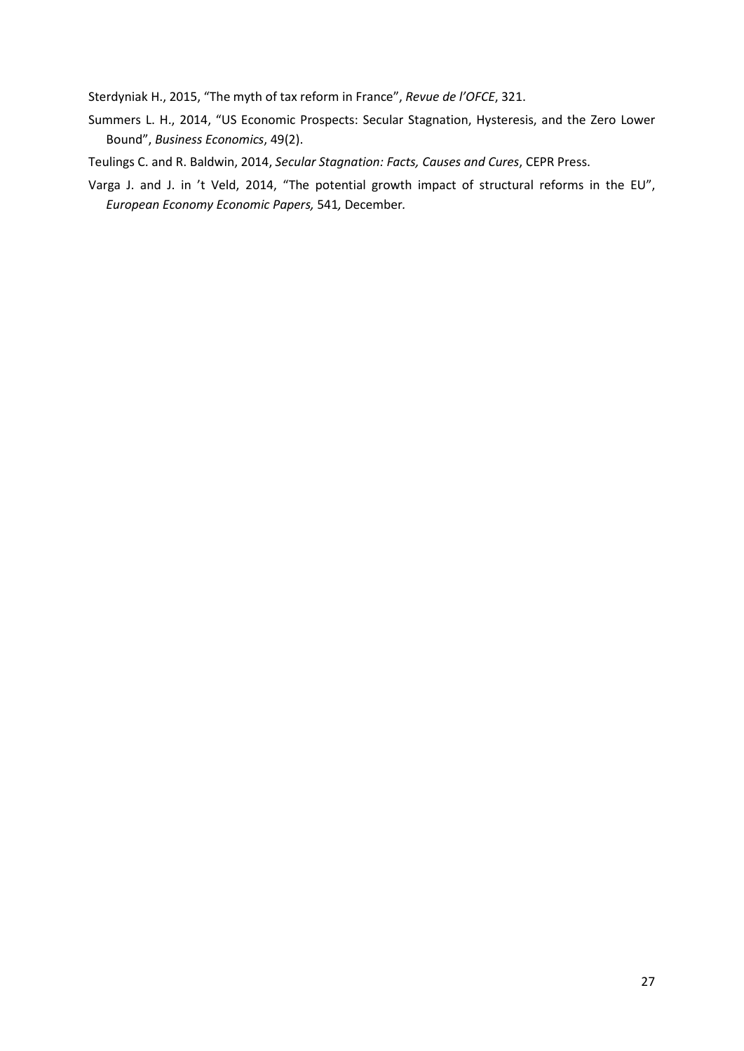Sterdyniak H., 2015, "The myth of tax reform in France", *Revue de l'OFCE*, 321.

Summers L. H., 2014, "US Economic Prospects: Secular Stagnation, Hysteresis, and the Zero Lower Bound", *Business Economics*, 49(2).

Teulings C. and R. Baldwin, 2014, *Secular Stagnation: Facts, Causes and Cures*, CEPR Press.

Varga J. and J. in 't Veld, 2014, "The potential growth impact of structural reforms in the EU", *European Economy Economic Papers,* 541*,* December*.*